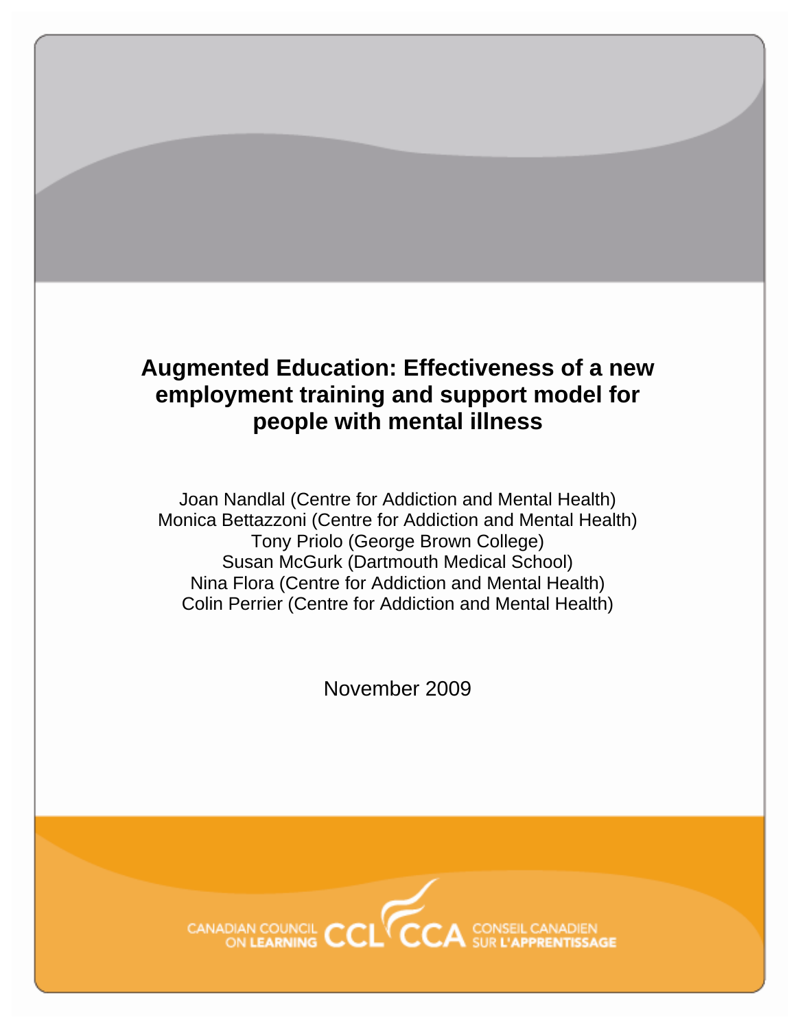# Augmented Education: Effectiveness of a new employment training and support model for people with mental illness

Joan Nandlal (Centre for Addiction and Mental Health)
Monica Bettazzoni (Centre for Addiction and Mental Health)
Tony Priolo (George Brown College)
Susan McGurk (Dartmouth Medical School)
Nina Flora (Centre for Addiction and Mental Health)
Colin Perrier (Centre for Addiction and Mental Health)

November 2009

CANADIAN COUNCIL ON LEARNING CCL CCA CONSEIL CANADIEN SUR L'APPRENTISSAGE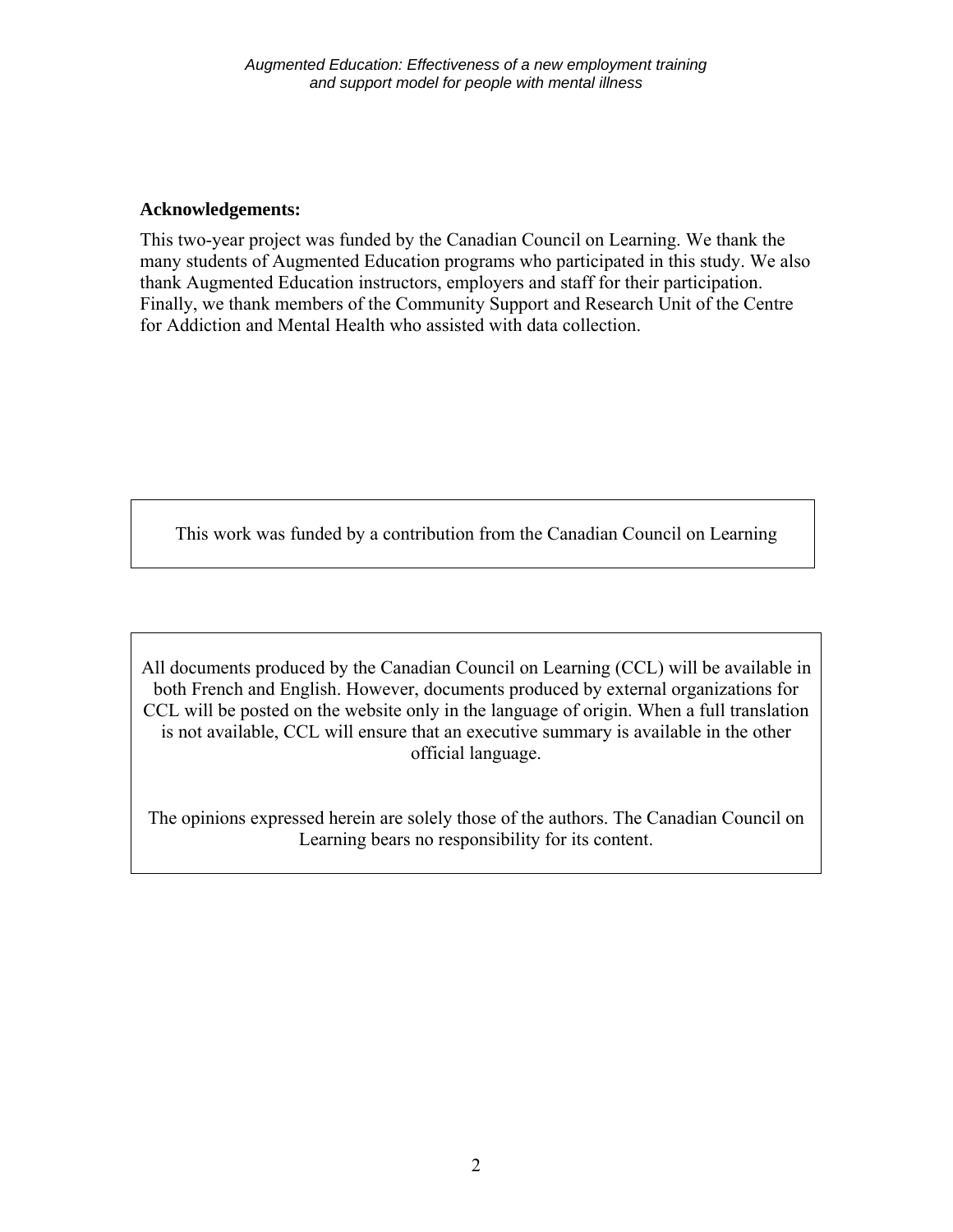**Acknowledgements:**

This two-year project was funded by the Canadian Council on Learning. We thank the many students of Augmented Education programs who participated in this study. We also thank Augmented Education instructors, employers and staff for their participation. Finally, we thank members of the Community Support and Research Unit of the Centre for Addiction and Mental Health who assisted with data collection.

This work was funded by a contribution from the Canadian Council on Learning

All documents produced by the Canadian Council on Learning (CCL) will be available in both French and English. However, documents produced by external organizations for CCL will be posted on the website only in the language of origin. When a full translation is not available, CCL will ensure that an executive summary is available in the other official language.

The opinions expressed herein are solely those of the authors. The Canadian Council on Learning bears no responsibility for its content.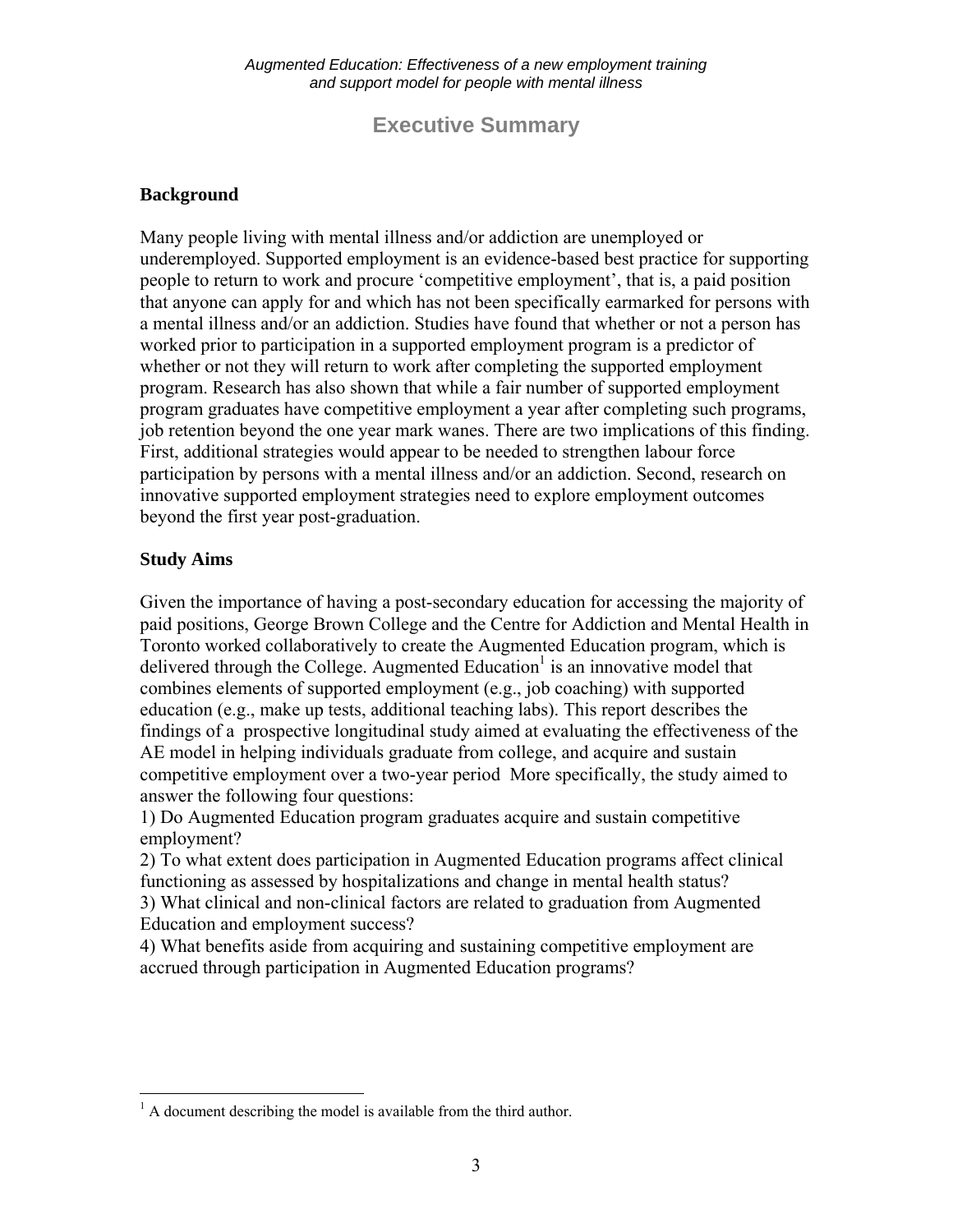# Executive Summary

## Background

Many people living with mental illness and/or addiction are unemployed or underemployed. Supported employment is an evidence-based best practice for supporting people to return to work and procure 'competitive employment', that is, a paid position that anyone can apply for and which has not been specifically earmarked for persons with a mental illness and/or an addiction. Studies have found that whether or not a person has worked prior to participation in a supported employment program is a predictor of whether or not they will return to work after completing the supported employment program. Research has also shown that while a fair number of supported employment program graduates have competitive employment a year after completing such programs, job retention beyond the one year mark wanes. There are two implications of this finding. First, additional strategies would appear to be needed to strengthen labour force participation by persons with a mental illness and/or an addiction. Second, research on innovative supported employment strategies need to explore employment outcomes beyond the first year post-graduation.

## Study Aims

Given the importance of having a post-secondary education for accessing the majority of paid positions, George Brown College and the Centre for Addiction and Mental Health in Toronto worked collaboratively to create the Augmented Education program, which is delivered through the College. Augmented Education[1] is an innovative model that combines elements of supported employment (e.g., job coaching) with supported education (e.g., make up tests, additional teaching labs). This report describes the findings of a prospective longitudinal study aimed at evaluating the effectiveness of the AE model in helping individuals graduate from college, and acquire and sustain competitive employment over a two-year period More specifically, the study aimed to answer the following four questions:

1) Do Augmented Education program graduates acquire and sustain competitive employment?
2) To what extent does participation in Augmented Education programs affect clinical functioning as assessed by hospitalizations and change in mental health status?
3) What clinical and non-clinical factors are related to graduation from Augmented Education and employment success?
4) What benefits aside from acquiring and sustaining competitive employment are accrued through participation in Augmented Education programs?

[1] A document describing the model is available from the third author.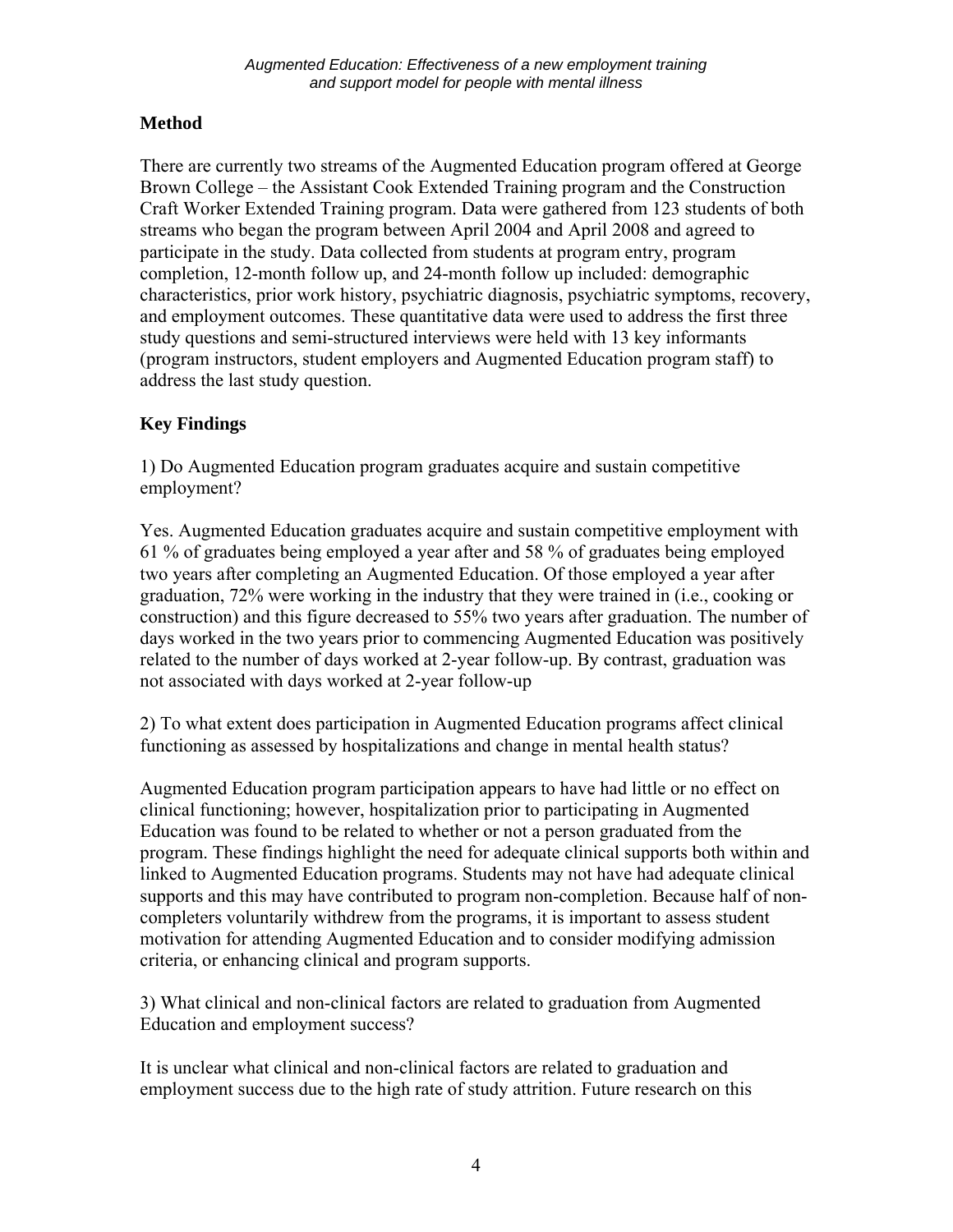## Method

There are currently two streams of the Augmented Education program offered at George Brown College – the Assistant Cook Extended Training program and the Construction Craft Worker Extended Training program. Data were gathered from 123 students of both streams who began the program between April 2004 and April 2008 and agreed to participate in the study. Data collected from students at program entry, program completion, 12-month follow up, and 24-month follow up included: demographic characteristics, prior work history, psychiatric diagnosis, psychiatric symptoms, recovery, and employment outcomes. These quantitative data were used to address the first three study questions and semi-structured interviews were held with 13 key informants (program instructors, student employers and Augmented Education program staff) to address the last study question.

## Key Findings

1) Do Augmented Education program graduates acquire and sustain competitive employment?

Yes. Augmented Education graduates acquire and sustain competitive employment with 61 % of graduates being employed a year after and 58 % of graduates being employed two years after completing an Augmented Education. Of those employed a year after graduation, 72% were working in the industry that they were trained in (i.e., cooking or construction) and this figure decreased to 55% two years after graduation. The number of days worked in the two years prior to commencing Augmented Education was positively related to the number of days worked at 2-year follow-up. By contrast, graduation was not associated with days worked at 2-year follow-up

2) To what extent does participation in Augmented Education programs affect clinical functioning as assessed by hospitalizations and change in mental health status?

Augmented Education program participation appears to have had little or no effect on clinical functioning; however, hospitalization prior to participating in Augmented Education was found to be related to whether or not a person graduated from the program. These findings highlight the need for adequate clinical supports both within and linked to Augmented Education programs. Students may not have had adequate clinical supports and this may have contributed to program non-completion. Because half of non-completers voluntarily withdrew from the programs, it is important to assess student motivation for attending Augmented Education and to consider modifying admission criteria, or enhancing clinical and program supports.

3) What clinical and non-clinical factors are related to graduation from Augmented Education and employment success?

It is unclear what clinical and non-clinical factors are related to graduation and employment success due to the high rate of study attrition. Future research on this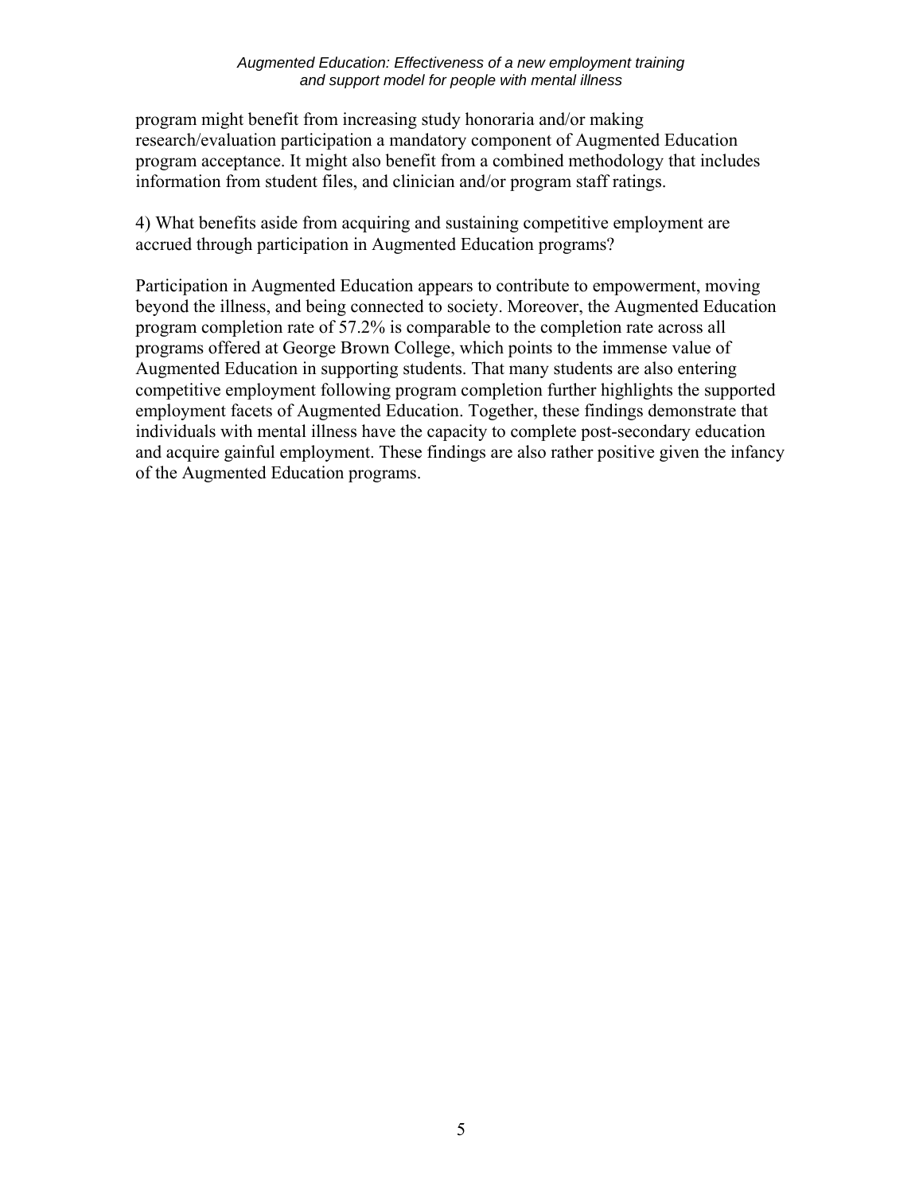program might benefit from increasing study honoraria and/or making research/evaluation participation a mandatory component of Augmented Education program acceptance. It might also benefit from a combined methodology that includes information from student files, and clinician and/or program staff ratings.

4) What benefits aside from acquiring and sustaining competitive employment are accrued through participation in Augmented Education programs?

Participation in Augmented Education appears to contribute to empowerment, moving beyond the illness, and being connected to society. Moreover, the Augmented Education program completion rate of 57.2% is comparable to the completion rate across all programs offered at George Brown College, which points to the immense value of Augmented Education in supporting students. That many students are also entering competitive employment following program completion further highlights the supported employment facets of Augmented Education. Together, these findings demonstrate that individuals with mental illness have the capacity to complete post-secondary education and acquire gainful employment. These findings are also rather positive given the infancy of the Augmented Education programs.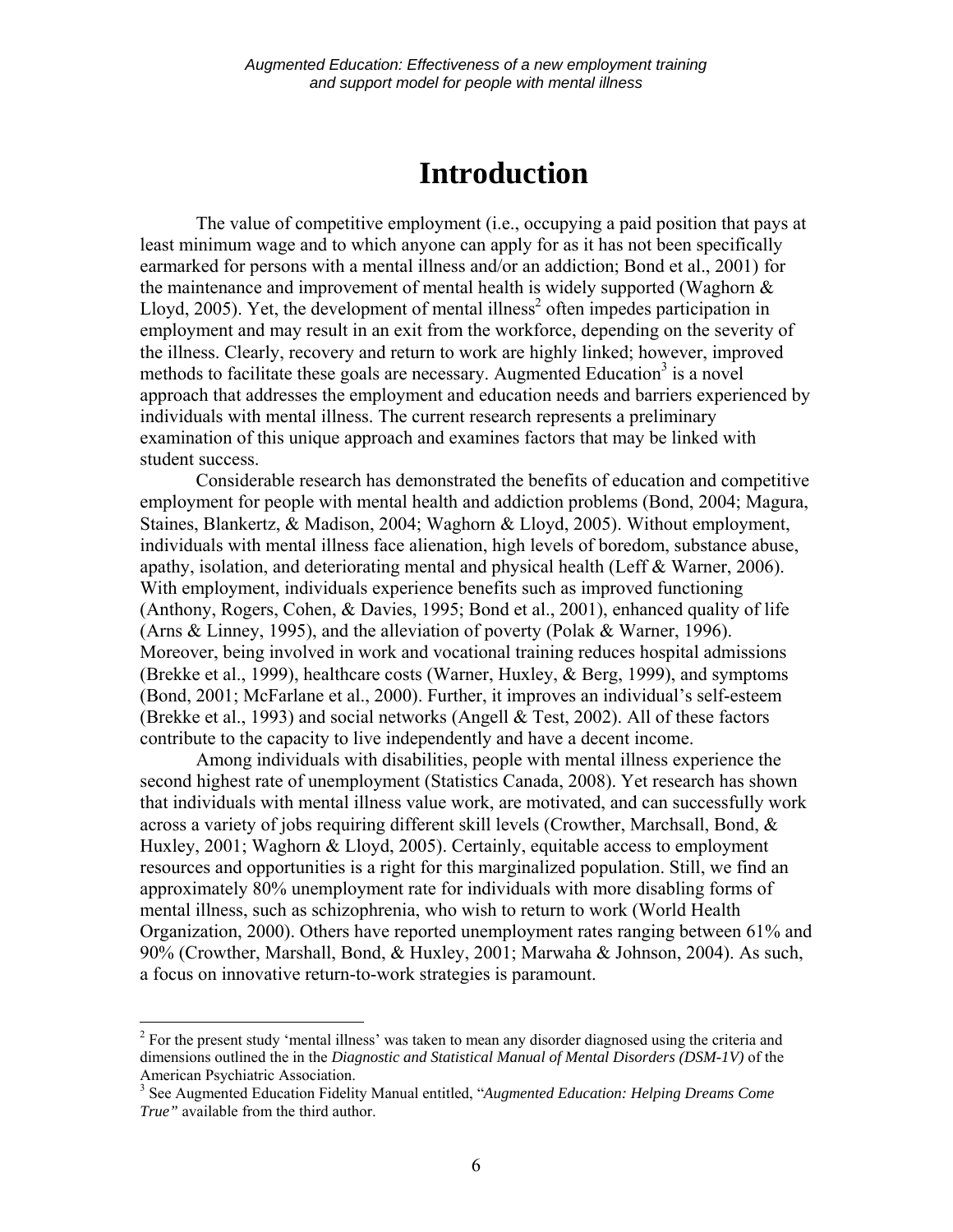# Introduction

The value of competitive employment (i.e., occupying a paid position that pays at least minimum wage and to which anyone can apply for as it has not been specifically earmarked for persons with a mental illness and/or an addiction; Bond et al., 2001) for the maintenance and improvement of mental health is widely supported (Waghorn & Lloyd, 2005). Yet, the development of mental illness[2] often impedes participation in employment and may result in an exit from the workforce, depending on the severity of the illness. Clearly, recovery and return to work are highly linked; however, improved methods to facilitate these goals are necessary. Augmented Education[3] is a novel approach that addresses the employment and education needs and barriers experienced by individuals with mental illness. The current research represents a preliminary examination of this unique approach and examines factors that may be linked with student success.

Considerable research has demonstrated the benefits of education and competitive employment for people with mental health and addiction problems (Bond, 2004; Magura, Staines, Blankertz, & Madison, 2004; Waghorn & Lloyd, 2005). Without employment, individuals with mental illness face alienation, high levels of boredom, substance abuse, apathy, isolation, and deteriorating mental and physical health (Leff & Warner, 2006). With employment, individuals experience benefits such as improved functioning (Anthony, Rogers, Cohen, & Davies, 1995; Bond et al., 2001), enhanced quality of life (Arns & Linney, 1995), and the alleviation of poverty (Polak & Warner, 1996). Moreover, being involved in work and vocational training reduces hospital admissions (Brekke et al., 1999), healthcare costs (Warner, Huxley, & Berg, 1999), and symptoms (Bond, 2001; McFarlane et al., 2000). Further, it improves an individual's self-esteem (Brekke et al., 1993) and social networks (Angell & Test, 2002). All of these factors contribute to the capacity to live independently and have a decent income.

Among individuals with disabilities, people with mental illness experience the second highest rate of unemployment (Statistics Canada, 2008). Yet research has shown that individuals with mental illness value work, are motivated, and can successfully work across a variety of jobs requiring different skill levels (Crowther, Marchsall, Bond, & Huxley, 2001; Waghorn & Lloyd, 2005). Certainly, equitable access to employment resources and opportunities is a right for this marginalized population. Still, we find an approximately 80% unemployment rate for individuals with more disabling forms of mental illness, such as schizophrenia, who wish to return to work (World Health Organization, 2000). Others have reported unemployment rates ranging between 61% and 90% (Crowther, Marshall, Bond, & Huxley, 2001; Marwaha & Johnson, 2004). As such, a focus on innovative return-to-work strategies is paramount.

---

[2] For the present study 'mental illness' was taken to mean any disorder diagnosed using the criteria and dimensions outlined the in the *Diagnostic and Statistical Manual of Mental Disorders (DSM-1V)* of the American Psychiatric Association.

[3] See Augmented Education Fidelity Manual entitled, "*Augmented Education: Helping Dreams Come True"* available from the third author.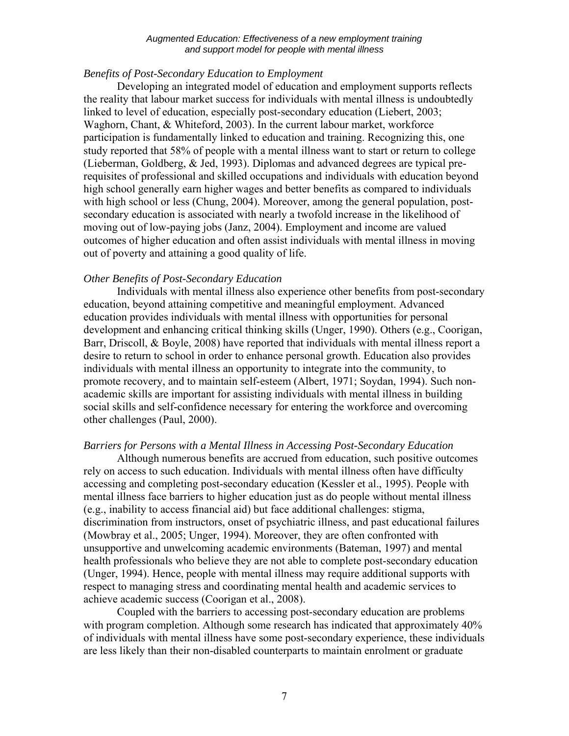*Benefits of Post-Secondary Education to Employment*

Developing an integrated model of education and employment supports reflects the reality that labour market success for individuals with mental illness is undoubtedly linked to level of education, especially post-secondary education (Liebert, 2003; Waghorn, Chant, & Whiteford, 2003). In the current labour market, workforce participation is fundamentally linked to education and training. Recognizing this, one study reported that 58% of people with a mental illness want to start or return to college (Lieberman, Goldberg, & Jed, 1993). Diplomas and advanced degrees are typical pre-requisites of professional and skilled occupations and individuals with education beyond high school generally earn higher wages and better benefits as compared to individuals with high school or less (Chung, 2004). Moreover, among the general population, post-secondary education is associated with nearly a twofold increase in the likelihood of moving out of low-paying jobs (Janz, 2004). Employment and income are valued outcomes of higher education and often assist individuals with mental illness in moving out of poverty and attaining a good quality of life.

*Other Benefits of Post-Secondary Education*

Individuals with mental illness also experience other benefits from post-secondary education, beyond attaining competitive and meaningful employment. Advanced education provides individuals with mental illness with opportunities for personal development and enhancing critical thinking skills (Unger, 1990). Others (e.g., Coorigan, Barr, Driscoll, & Boyle, 2008) have reported that individuals with mental illness report a desire to return to school in order to enhance personal growth. Education also provides individuals with mental illness an opportunity to integrate into the community, to promote recovery, and to maintain self-esteem (Albert, 1971; Soydan, 1994). Such non-academic skills are important for assisting individuals with mental illness in building social skills and self-confidence necessary for entering the workforce and overcoming other challenges (Paul, 2000).

*Barriers for Persons with a Mental Illness in Accessing Post-Secondary Education*

Although numerous benefits are accrued from education, such positive outcomes rely on access to such education. Individuals with mental illness often have difficulty accessing and completing post-secondary education (Kessler et al., 1995). People with mental illness face barriers to higher education just as do people without mental illness (e.g., inability to access financial aid) but face additional challenges: stigma, discrimination from instructors, onset of psychiatric illness, and past educational failures (Mowbray et al., 2005; Unger, 1994). Moreover, they are often confronted with unsupportive and unwelcoming academic environments (Bateman, 1997) and mental health professionals who believe they are not able to complete post-secondary education (Unger, 1994). Hence, people with mental illness may require additional supports with respect to managing stress and coordinating mental health and academic services to achieve academic success (Coorigan et al., 2008).

Coupled with the barriers to accessing post-secondary education are problems with program completion. Although some research has indicated that approximately 40% of individuals with mental illness have some post-secondary experience, these individuals are less likely than their non-disabled counterparts to maintain enrolment or graduate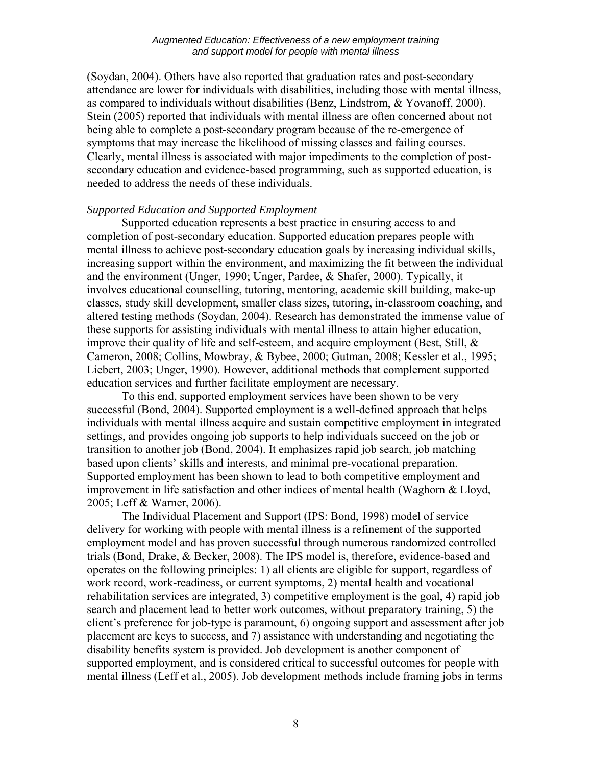(Soydan, 2004). Others have also reported that graduation rates and post-secondary attendance are lower for individuals with disabilities, including those with mental illness, as compared to individuals without disabilities (Benz, Lindstrom, & Yovanoff, 2000). Stein (2005) reported that individuals with mental illness are often concerned about not being able to complete a post-secondary program because of the re-emergence of symptoms that may increase the likelihood of missing classes and failing courses. Clearly, mental illness is associated with major impediments to the completion of post-secondary education and evidence-based programming, such as supported education, is needed to address the needs of these individuals.

*Supported Education and Supported Employment*

Supported education represents a best practice in ensuring access to and completion of post-secondary education. Supported education prepares people with mental illness to achieve post-secondary education goals by increasing individual skills, increasing support within the environment, and maximizing the fit between the individual and the environment (Unger, 1990; Unger, Pardee, & Shafer, 2000). Typically, it involves educational counselling, tutoring, mentoring, academic skill building, make-up classes, study skill development, smaller class sizes, tutoring, in-classroom coaching, and altered testing methods (Soydan, 2004). Research has demonstrated the immense value of these supports for assisting individuals with mental illness to attain higher education, improve their quality of life and self-esteem, and acquire employment (Best, Still, & Cameron, 2008; Collins, Mowbray, & Bybee, 2000; Gutman, 2008; Kessler et al., 1995; Liebert, 2003; Unger, 1990). However, additional methods that complement supported education services and further facilitate employment are necessary.

To this end, supported employment services have been shown to be very successful (Bond, 2004). Supported employment is a well-defined approach that helps individuals with mental illness acquire and sustain competitive employment in integrated settings, and provides ongoing job supports to help individuals succeed on the job or transition to another job (Bond, 2004). It emphasizes rapid job search, job matching based upon clients' skills and interests, and minimal pre-vocational preparation. Supported employment has been shown to lead to both competitive employment and improvement in life satisfaction and other indices of mental health (Waghorn & Lloyd, 2005; Leff & Warner, 2006).

The Individual Placement and Support (IPS: Bond, 1998) model of service delivery for working with people with mental illness is a refinement of the supported employment model and has proven successful through numerous randomized controlled trials (Bond, Drake, & Becker, 2008). The IPS model is, therefore, evidence-based and operates on the following principles: 1) all clients are eligible for support, regardless of work record, work-readiness, or current symptoms, 2) mental health and vocational rehabilitation services are integrated, 3) competitive employment is the goal, 4) rapid job search and placement lead to better work outcomes, without preparatory training, 5) the client's preference for job-type is paramount, 6) ongoing support and assessment after job placement are keys to success, and 7) assistance with understanding and negotiating the disability benefits system is provided. Job development is another component of supported employment, and is considered critical to successful outcomes for people with mental illness (Leff et al., 2005). Job development methods include framing jobs in terms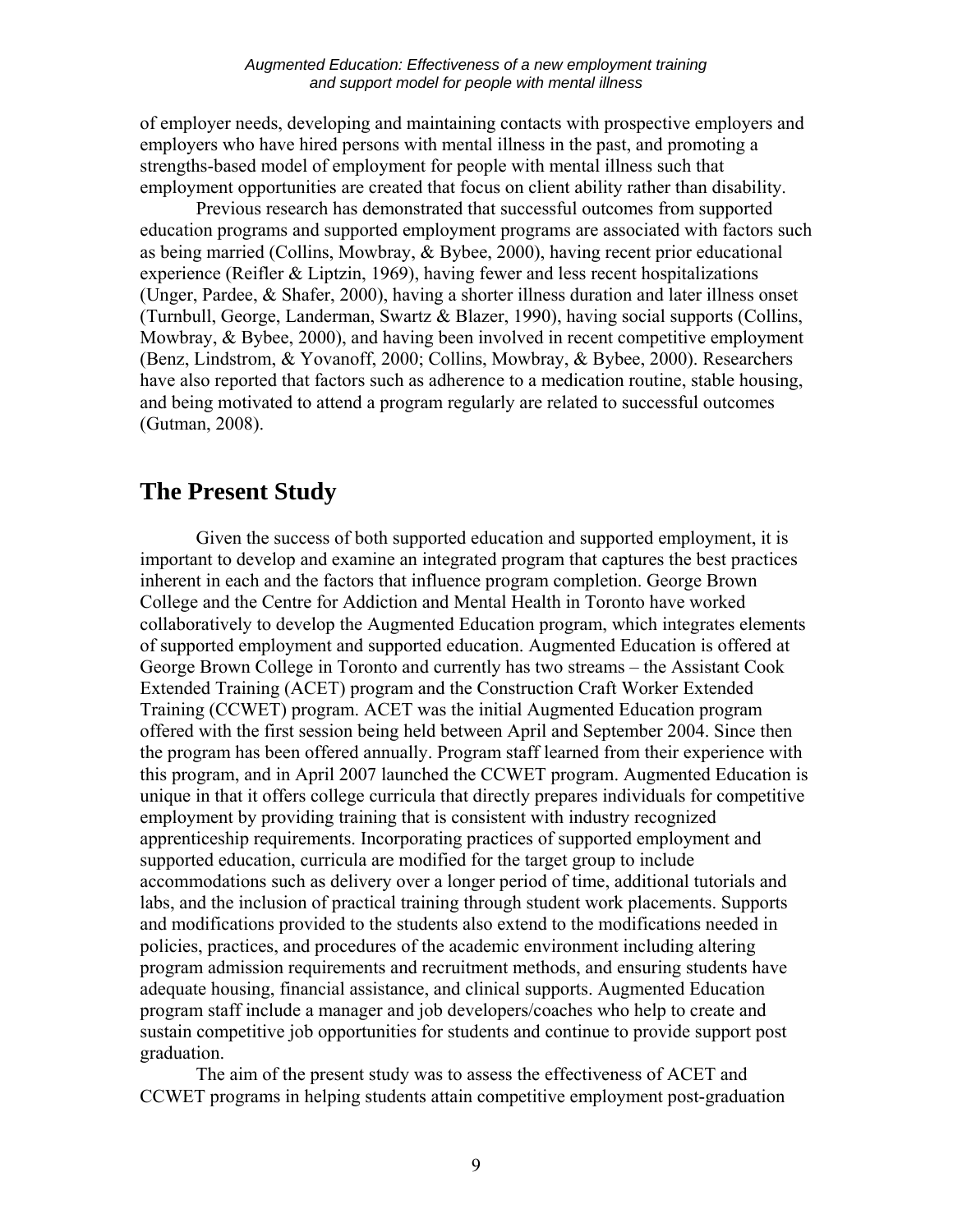of employer needs, developing and maintaining contacts with prospective employers and employers who have hired persons with mental illness in the past, and promoting a strengths-based model of employment for people with mental illness such that employment opportunities are created that focus on client ability rather than disability.

Previous research has demonstrated that successful outcomes from supported education programs and supported employment programs are associated with factors such as being married (Collins, Mowbray, & Bybee, 2000), having recent prior educational experience (Reifler & Liptzin, 1969), having fewer and less recent hospitalizations (Unger, Pardee, & Shafer, 2000), having a shorter illness duration and later illness onset (Turnbull, George, Landerman, Swartz & Blazer, 1990), having social supports (Collins, Mowbray, & Bybee, 2000), and having been involved in recent competitive employment (Benz, Lindstrom, & Yovanoff, 2000; Collins, Mowbray, & Bybee, 2000). Researchers have also reported that factors such as adherence to a medication routine, stable housing, and being motivated to attend a program regularly are related to successful outcomes (Gutman, 2008).

# The Present Study

Given the success of both supported education and supported employment, it is important to develop and examine an integrated program that captures the best practices inherent in each and the factors that influence program completion. George Brown College and the Centre for Addiction and Mental Health in Toronto have worked collaboratively to develop the Augmented Education program, which integrates elements of supported employment and supported education. Augmented Education is offered at George Brown College in Toronto and currently has two streams – the Assistant Cook Extended Training (ACET) program and the Construction Craft Worker Extended Training (CCWET) program. ACET was the initial Augmented Education program offered with the first session being held between April and September 2004. Since then the program has been offered annually. Program staff learned from their experience with this program, and in April 2007 launched the CCWET program. Augmented Education is unique in that it offers college curricula that directly prepares individuals for competitive employment by providing training that is consistent with industry recognized apprenticeship requirements. Incorporating practices of supported employment and supported education, curricula are modified for the target group to include accommodations such as delivery over a longer period of time, additional tutorials and labs, and the inclusion of practical training through student work placements. Supports and modifications provided to the students also extend to the modifications needed in policies, practices, and procedures of the academic environment including altering program admission requirements and recruitment methods, and ensuring students have adequate housing, financial assistance, and clinical supports. Augmented Education program staff include a manager and job developers/coaches who help to create and sustain competitive job opportunities for students and continue to provide support post graduation.

The aim of the present study was to assess the effectiveness of ACET and CCWET programs in helping students attain competitive employment post-graduation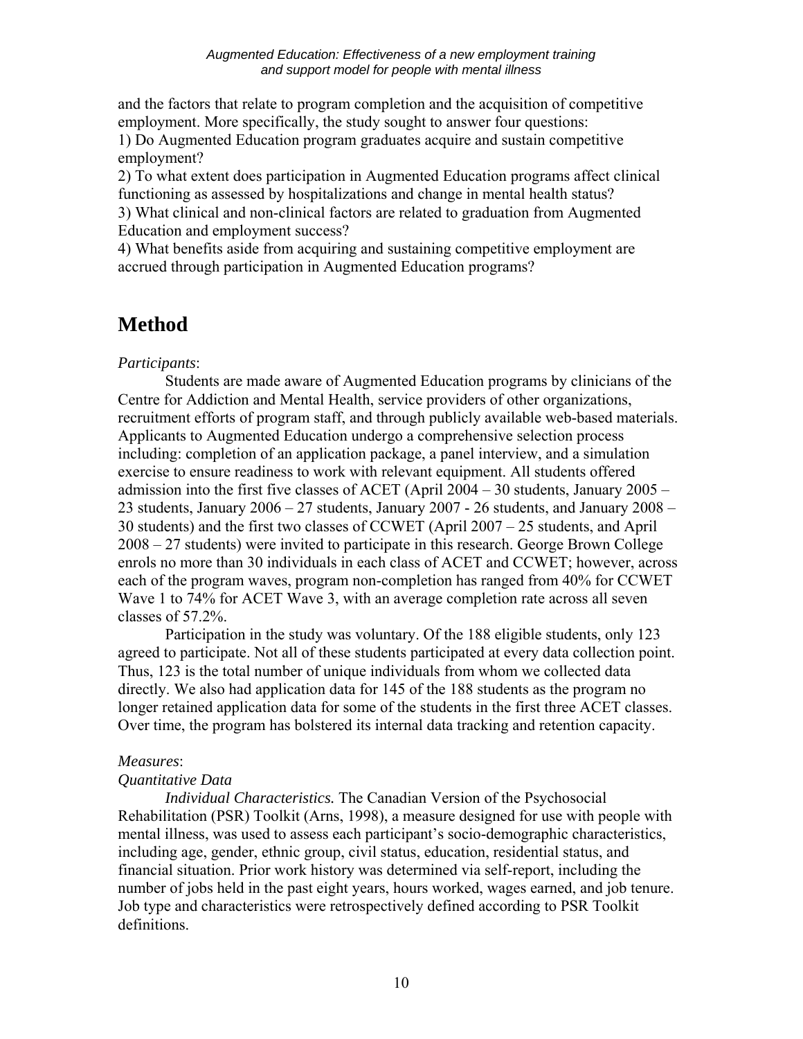and the factors that relate to program completion and the acquisition of competitive employment. More specifically, the study sought to answer four questions:
1) Do Augmented Education program graduates acquire and sustain competitive employment?
2) To what extent does participation in Augmented Education programs affect clinical functioning as assessed by hospitalizations and change in mental health status?
3) What clinical and non-clinical factors are related to graduation from Augmented Education and employment success?
4) What benefits aside from acquiring and sustaining competitive employment are accrued through participation in Augmented Education programs?

# Method

*Participants*:

Students are made aware of Augmented Education programs by clinicians of the Centre for Addiction and Mental Health, service providers of other organizations, recruitment efforts of program staff, and through publicly available web-based materials. Applicants to Augmented Education undergo a comprehensive selection process including: completion of an application package, a panel interview, and a simulation exercise to ensure readiness to work with relevant equipment. All students offered admission into the first five classes of ACET (April 2004 – 30 students, January 2005 – 23 students, January 2006 – 27 students, January 2007 - 26 students, and January 2008 – 30 students) and the first two classes of CCWET (April 2007 – 25 students, and April 2008 – 27 students) were invited to participate in this research. George Brown College enrols no more than 30 individuals in each class of ACET and CCWET; however, across each of the program waves, program non-completion has ranged from 40% for CCWET Wave 1 to 74% for ACET Wave 3, with an average completion rate across all seven classes of 57.2%.

Participation in the study was voluntary. Of the 188 eligible students, only 123 agreed to participate. Not all of these students participated at every data collection point. Thus, 123 is the total number of unique individuals from whom we collected data directly. We also had application data for 145 of the 188 students as the program no longer retained application data for some of the students in the first three ACET classes. Over time, the program has bolstered its internal data tracking and retention capacity.

*Measures*:

*Quantitative Data*

*Individual Characteristics.* The Canadian Version of the Psychosocial Rehabilitation (PSR) Toolkit (Arns, 1998), a measure designed for use with people with mental illness, was used to assess each participant's socio-demographic characteristics, including age, gender, ethnic group, civil status, education, residential status, and financial situation. Prior work history was determined via self-report, including the number of jobs held in the past eight years, hours worked, wages earned, and job tenure. Job type and characteristics were retrospectively defined according to PSR Toolkit definitions.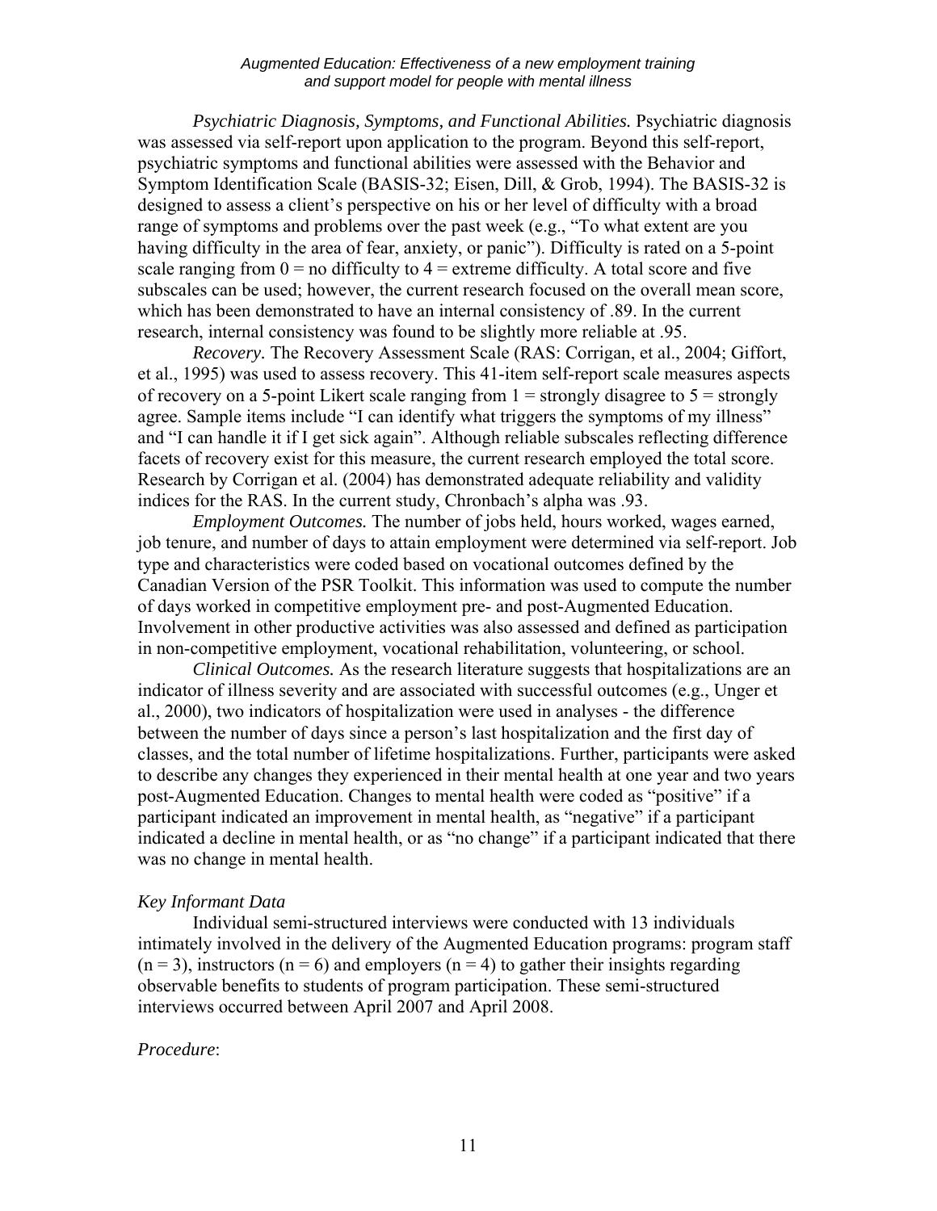*Psychiatric Diagnosis, Symptoms, and Functional Abilities.* Psychiatric diagnosis was assessed via self-report upon application to the program. Beyond this self-report, psychiatric symptoms and functional abilities were assessed with the Behavior and Symptom Identification Scale (BASIS-32; Eisen, Dill, & Grob, 1994). The BASIS-32 is designed to assess a client's perspective on his or her level of difficulty with a broad range of symptoms and problems over the past week (e.g., "To what extent are you having difficulty in the area of fear, anxiety, or panic"). Difficulty is rated on a 5-point scale ranging from 0 = no difficulty to 4 = extreme difficulty. A total score and five subscales can be used; however, the current research focused on the overall mean score, which has been demonstrated to have an internal consistency of .89. In the current research, internal consistency was found to be slightly more reliable at .95.

*Recovery.* The Recovery Assessment Scale (RAS: Corrigan, et al., 2004; Giffort, et al., 1995) was used to assess recovery. This 41-item self-report scale measures aspects of recovery on a 5-point Likert scale ranging from 1 = strongly disagree to 5 = strongly agree. Sample items include "I can identify what triggers the symptoms of my illness" and "I can handle it if I get sick again". Although reliable subscales reflecting difference facets of recovery exist for this measure, the current research employed the total score. Research by Corrigan et al. (2004) has demonstrated adequate reliability and validity indices for the RAS. In the current study, Chronbach's alpha was .93.

*Employment Outcomes.* The number of jobs held, hours worked, wages earned, job tenure, and number of days to attain employment were determined via self-report. Job type and characteristics were coded based on vocational outcomes defined by the Canadian Version of the PSR Toolkit. This information was used to compute the number of days worked in competitive employment pre- and post-Augmented Education. Involvement in other productive activities was also assessed and defined as participation in non-competitive employment, vocational rehabilitation, volunteering, or school.

*Clinical Outcomes.* As the research literature suggests that hospitalizations are an indicator of illness severity and are associated with successful outcomes (e.g., Unger et al., 2000), two indicators of hospitalization were used in analyses - the difference between the number of days since a person's last hospitalization and the first day of classes, and the total number of lifetime hospitalizations. Further, participants were asked to describe any changes they experienced in their mental health at one year and two years post-Augmented Education. Changes to mental health were coded as "positive" if a participant indicated an improvement in mental health, as "negative" if a participant indicated a decline in mental health, or as "no change" if a participant indicated that there was no change in mental health.

### *Key Informant Data*

Individual semi-structured interviews were conducted with 13 individuals intimately involved in the delivery of the Augmented Education programs: program staff ($n = 3$), instructors ($n = 6$) and employers ($n = 4$) to gather their insights regarding observable benefits to students of program participation. These semi-structured interviews occurred between April 2007 and April 2008.

### *Procedure*: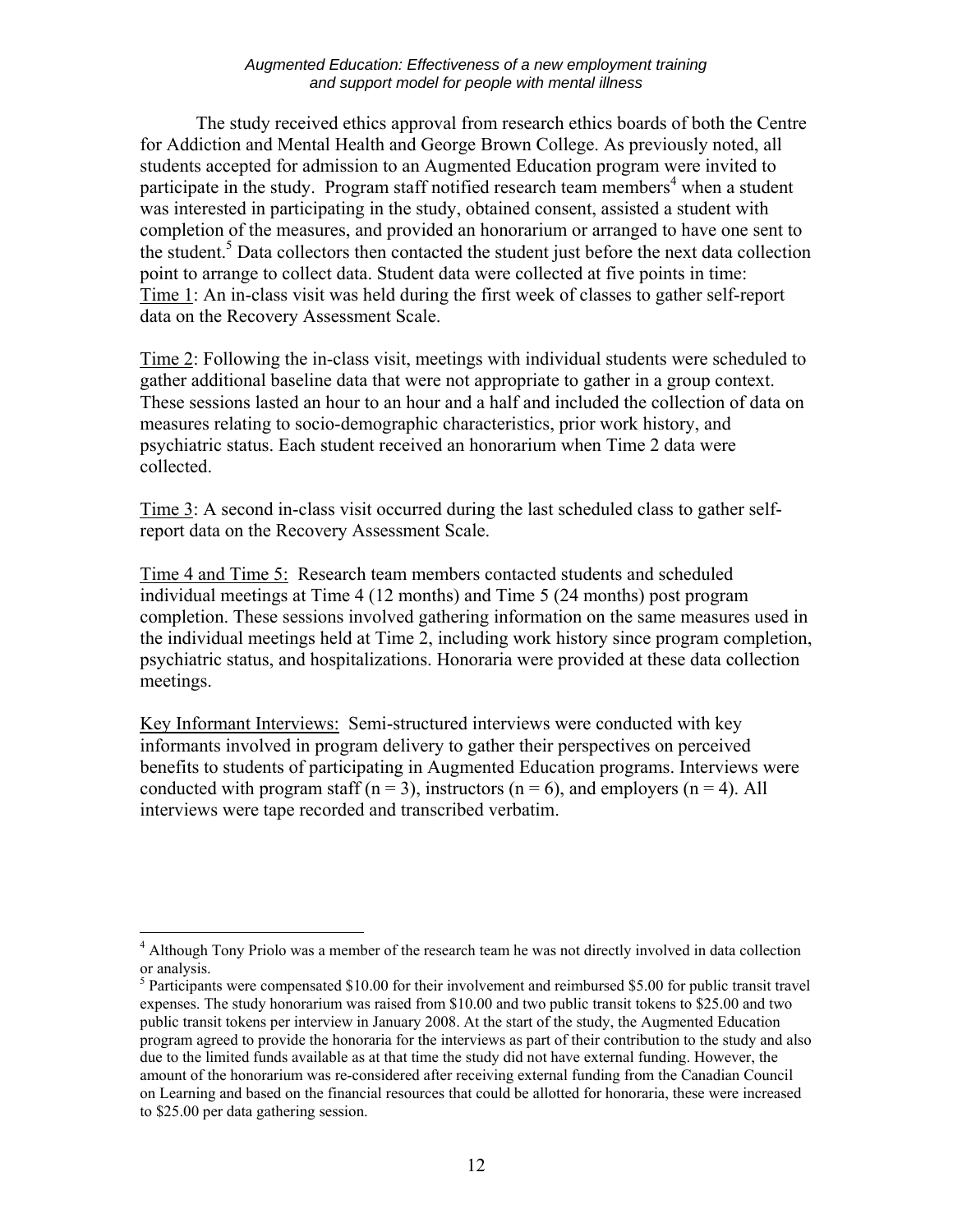The study received ethics approval from research ethics boards of both the Centre for Addiction and Mental Health and George Brown College. As previously noted, all students accepted for admission to an Augmented Education program were invited to participate in the study. Program staff notified research team members[4] when a student was interested in participating in the study, obtained consent, assisted a student with completion of the measures, and provided an honorarium or arranged to have one sent to the student.[5] Data collectors then contacted the student just before the next data collection point to arrange to collect data. Student data were collected at five points in time:
Time 1: An in-class visit was held during the first week of classes to gather self-report data on the Recovery Assessment Scale.

Time 2: Following the in-class visit, meetings with individual students were scheduled to gather additional baseline data that were not appropriate to gather in a group context. These sessions lasted an hour to an hour and a half and included the collection of data on measures relating to socio-demographic characteristics, prior work history, and psychiatric status. Each student received an honorarium when Time 2 data were collected.

Time 3: A second in-class visit occurred during the last scheduled class to gather self-report data on the Recovery Assessment Scale.

Time 4 and Time 5: Research team members contacted students and scheduled individual meetings at Time 4 (12 months) and Time 5 (24 months) post program completion. These sessions involved gathering information on the same measures used in the individual meetings held at Time 2, including work history since program completion, psychiatric status, and hospitalizations. Honoraria were provided at these data collection meetings.

Key Informant Interviews: Semi-structured interviews were conducted with key informants involved in program delivery to gather their perspectives on perceived benefits to students of participating in Augmented Education programs. Interviews were conducted with program staff (n = 3), instructors (n = 6), and employers (n = 4). All interviews were tape recorded and transcribed verbatim.

---

[4] Although Tony Priolo was a member of the research team he was not directly involved in data collection or analysis.

[5] Participants were compensated $10.00 for their involvement and reimbursed $5.00 for public transit travel expenses. The study honorarium was raised from $10.00 and two public transit tokens to $25.00 and two public transit tokens per interview in January 2008. At the start of the study, the Augmented Education program agreed to provide the honoraria for the interviews as part of their contribution to the study and also due to the limited funds available as at that time the study did not have external funding. However, the amount of the honorarium was re-considered after receiving external funding from the Canadian Council on Learning and based on the financial resources that could be allotted for honoraria, these were increased to $25.00 per data gathering session.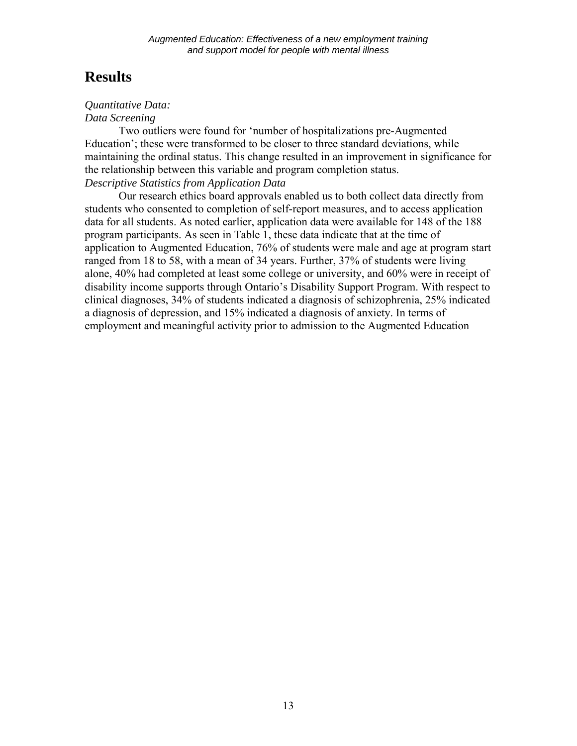# Results

*Quantitative Data:*
*Data Screening*

Two outliers were found for 'number of hospitalizations pre-Augmented Education'; these were transformed to be closer to three standard deviations, while maintaining the ordinal status. This change resulted in an improvement in significance for the relationship between this variable and program completion status.

*Descriptive Statistics from Application Data*

Our research ethics board approvals enabled us to both collect data directly from students who consented to completion of self-report measures, and to access application data for all students. As noted earlier, application data were available for 148 of the 188 program participants. As seen in Table 1, these data indicate that at the time of application to Augmented Education, 76% of students were male and age at program start ranged from 18 to 58, with a mean of 34 years. Further, 37% of students were living alone, 40% had completed at least some college or university, and 60% were in receipt of disability income supports through Ontario's Disability Support Program. With respect to clinical diagnoses, 34% of students indicated a diagnosis of schizophrenia, 25% indicated a diagnosis of depression, and 15% indicated a diagnosis of anxiety. In terms of employment and meaningful activity prior to admission to the Augmented Education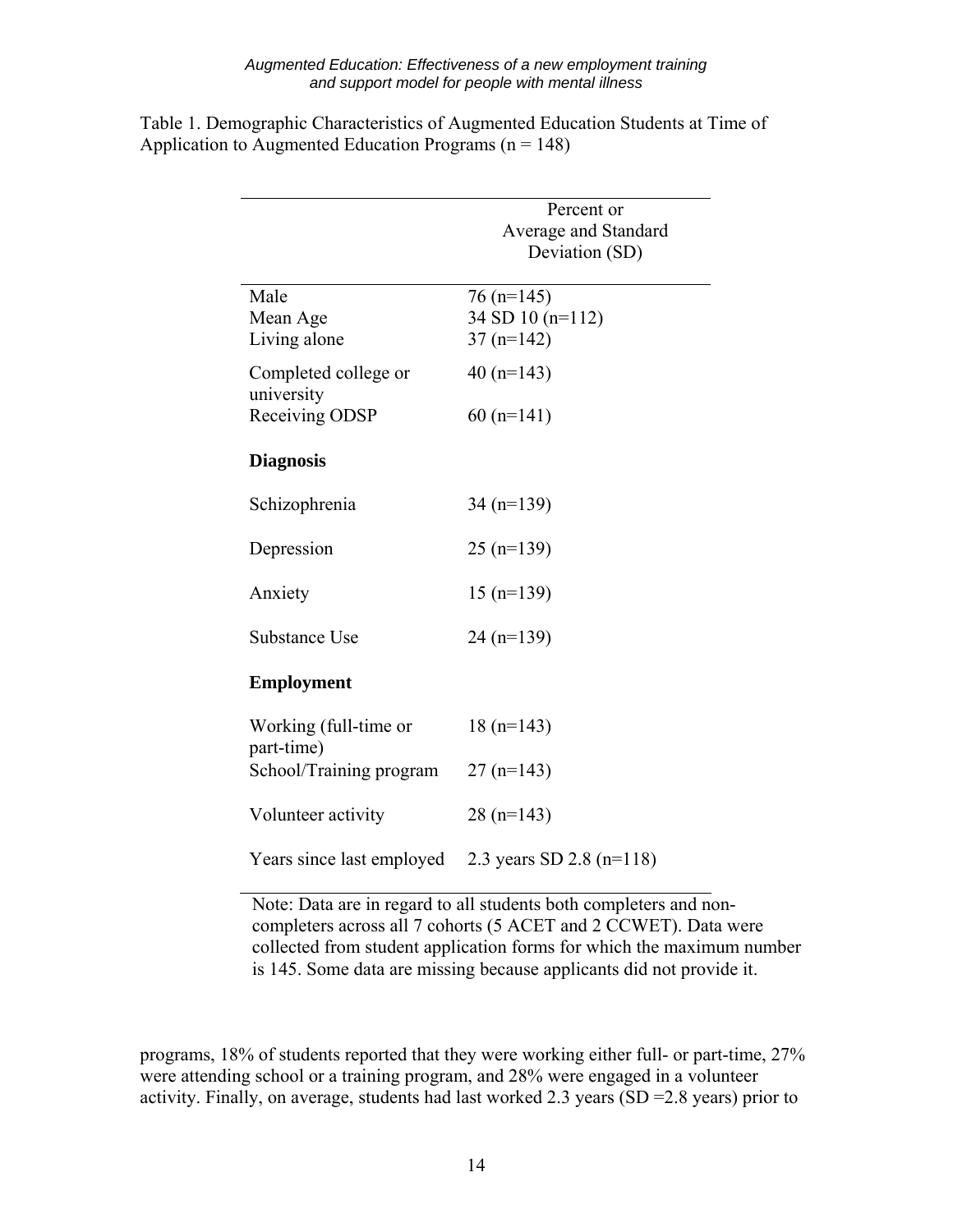Table 1. Demographic Characteristics of Augmented Education Students at Time of Application to Augmented Education Programs (n = 148)

| | Percent or Average and Standard Deviation (SD) |
|---|---|
| Male | 76 (n=145) |
| Mean Age | 34 SD 10 (n=112) |
| Living alone | 37 (n=142) |
| Completed college or university | 40 (n=143) |
| Receiving ODSP | 60 (n=141) |
| **Diagnosis** | |
| Schizophrenia | 34 (n=139) |
| Depression | 25 (n=139) |
| Anxiety | 15 (n=139) |
| Substance Use | 24 (n=139) |
| **Employment** | |
| Working (full-time or part-time) | 18 (n=143) |
| School/Training program | 27 (n=143) |
| Volunteer activity | 28 (n=143) |
| Years since last employed | 2.3 years SD 2.8 (n=118) |

Note: Data are in regard to all students both completers and non-completers across all 7 cohorts (5 ACET and 2 CCWET). Data were collected from student application forms for which the maximum number is 145. Some data are missing because applicants did not provide it.

programs, 18% of students reported that they were working either full- or part-time, 27% were attending school or a training program, and 28% were engaged in a volunteer activity. Finally, on average, students had last worked 2.3 years (SD =2.8 years) prior to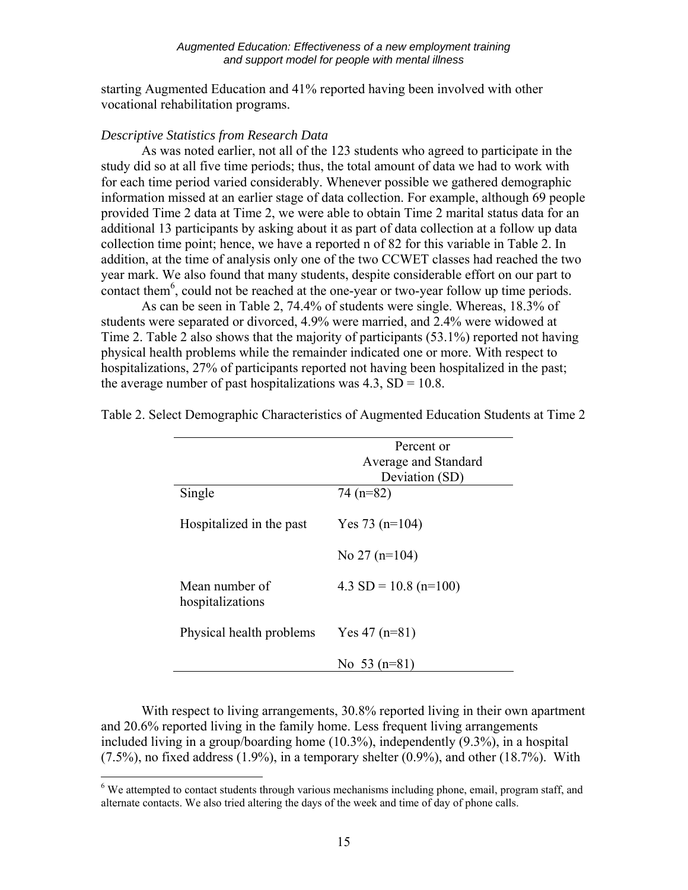starting Augmented Education and 41% reported having been involved with other vocational rehabilitation programs.

*Descriptive Statistics from Research Data*

As was noted earlier, not all of the 123 students who agreed to participate in the study did so at all five time periods; thus, the total amount of data we had to work with for each time period varied considerably. Whenever possible we gathered demographic information missed at an earlier stage of data collection. For example, although 69 people provided Time 2 data at Time 2, we were able to obtain Time 2 marital status data for an additional 13 participants by asking about it as part of data collection at a follow up data collection time point; hence, we have a reported n of 82 for this variable in Table 2. In addition, at the time of analysis only one of the two CCWET classes had reached the two year mark. We also found that many students, despite considerable effort on our part to contact them[6], could not be reached at the one-year or two-year follow up time periods.

As can be seen in Table 2, 74.4% of students were single. Whereas, 18.3% of students were separated or divorced, 4.9% were married, and 2.4% were widowed at Time 2. Table 2 also shows that the majority of participants (53.1%) reported not having physical health problems while the remainder indicated one or more. With respect to hospitalizations, 27% of participants reported not having been hospitalized in the past; the average number of past hospitalizations was 4.3, SD = 10.8.

Table 2. Select Demographic Characteristics of Augmented Education Students at Time 2

| | Percent or Average and Standard Deviation (SD) |
|---|---|
| Single | 74 (n=82) |
| Hospitalized in the past | Yes 73 (n=104) |
| | No 27 (n=104) |
| Mean number of hospitalizations | 4.3 SD = 10.8 (n=100) |
| Physical health problems | Yes 47 (n=81) |
| | No 53 (n=81) |

With respect to living arrangements, 30.8% reported living in their own apartment and 20.6% reported living in the family home. Less frequent living arrangements included living in a group/boarding home (10.3%), independently (9.3%), in a hospital (7.5%), no fixed address (1.9%), in a temporary shelter (0.9%), and other (18.7%). With

[6] We attempted to contact students through various mechanisms including phone, email, program staff, and alternate contacts. We also tried altering the days of the week and time of day of phone calls.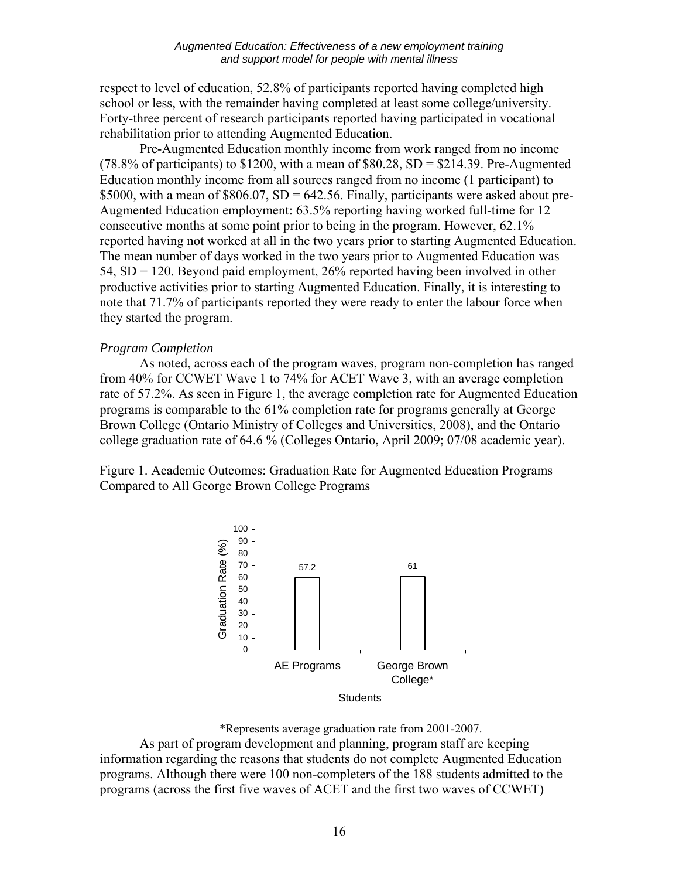respect to level of education, 52.8% of participants reported having completed high school or less, with the remainder having completed at least some college/university. Forty-three percent of research participants reported having participated in vocational rehabilitation prior to attending Augmented Education.

Pre-Augmented Education monthly income from work ranged from no income (78.8% of participants) to $1200, with a mean of $80.28, SD = $214.39. Pre-Augmented Education monthly income from all sources ranged from no income (1 participant) to $5000, with a mean of $806.07, SD = 642.56. Finally, participants were asked about pre-Augmented Education employment: 63.5% reporting having worked full-time for 12 consecutive months at some point prior to being in the program. However, 62.1% reported having not worked at all in the two years prior to starting Augmented Education. The mean number of days worked in the two years prior to Augmented Education was 54, SD = 120. Beyond paid employment, 26% reported having been involved in other productive activities prior to starting Augmented Education. Finally, it is interesting to note that 71.7% of participants reported they were ready to enter the labour force when they started the program.

*Program Completion*

As noted, across each of the program waves, program non-completion has ranged from 40% for CCWET Wave 1 to 74% for ACET Wave 3, with an average completion rate of 57.2%. As seen in Figure 1, the average completion rate for Augmented Education programs is comparable to the 61% completion rate for programs generally at George Brown College (Ontario Ministry of Colleges and Universities, 2008), and the Ontario college graduation rate of 64.6 % (Colleges Ontario, April 2009; 07/08 academic year).

Figure 1. Academic Outcomes: Graduation Rate for Augmented Education Programs Compared to All George Brown College Programs

| Students | Graduation Rate (%) |
| --- | --- |
| AE Programs | 57.2 |
| George Brown College* | 61 |

*Represents average graduation rate from 2001-2007.

As part of program development and planning, program staff are keeping information regarding the reasons that students do not complete Augmented Education programs. Although there were 100 non-completers of the 188 students admitted to the programs (across the first five waves of ACET and the first two waves of CCWET)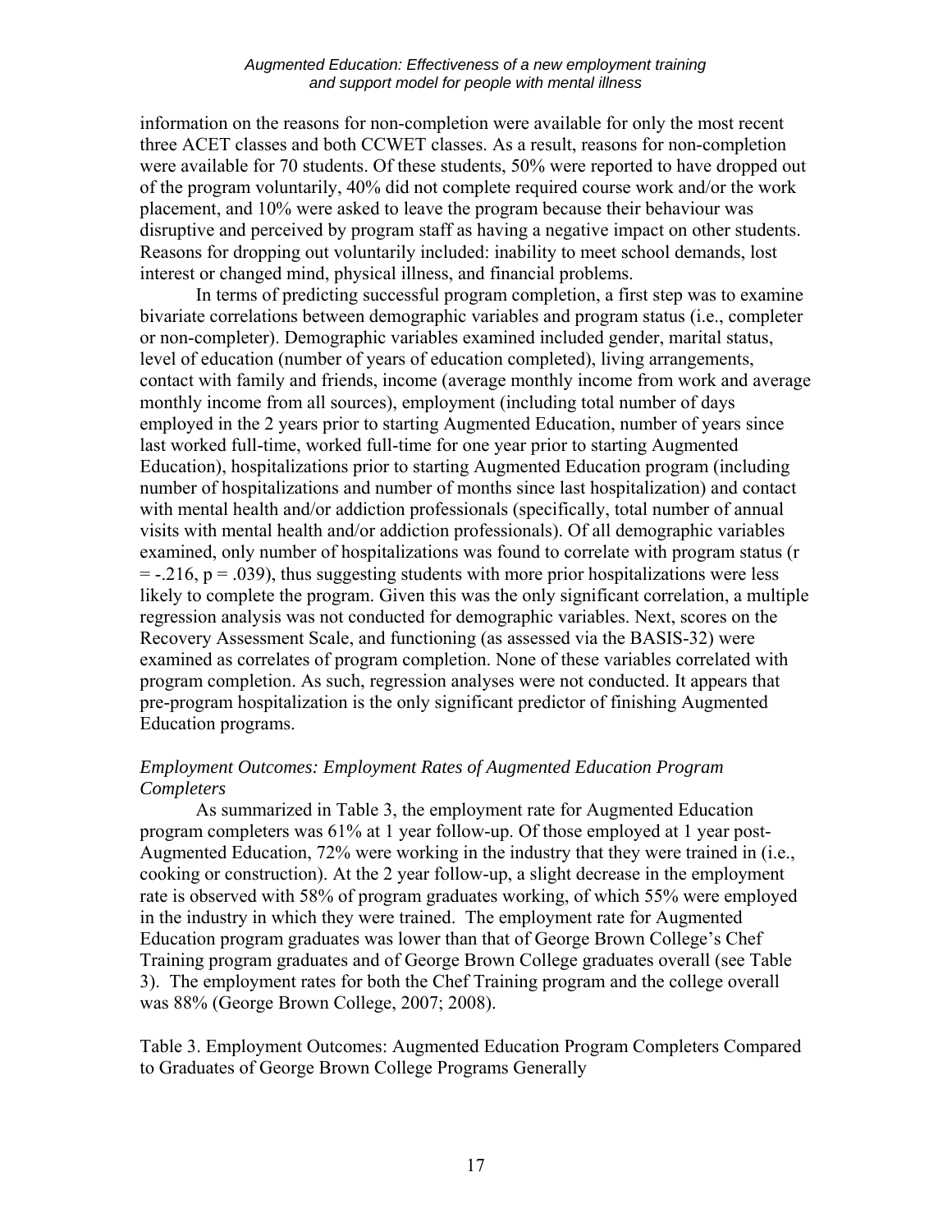information on the reasons for non-completion were available for only the most recent three ACET classes and both CCWET classes. As a result, reasons for non-completion were available for 70 students. Of these students, 50% were reported to have dropped out of the program voluntarily, 40% did not complete required course work and/or the work placement, and 10% were asked to leave the program because their behaviour was disruptive and perceived by program staff as having a negative impact on other students. Reasons for dropping out voluntarily included: inability to meet school demands, lost interest or changed mind, physical illness, and financial problems.

In terms of predicting successful program completion, a first step was to examine bivariate correlations between demographic variables and program status (i.e., completer or non-completer). Demographic variables examined included gender, marital status, level of education (number of years of education completed), living arrangements, contact with family and friends, income (average monthly income from work and average monthly income from all sources), employment (including total number of days employed in the 2 years prior to starting Augmented Education, number of years since last worked full-time, worked full-time for one year prior to starting Augmented Education), hospitalizations prior to starting Augmented Education program (including number of hospitalizations and number of months since last hospitalization) and contact with mental health and/or addiction professionals (specifically, total number of annual visits with mental health and/or addiction professionals). Of all demographic variables examined, only number of hospitalizations was found to correlate with program status ($r = -.216$, $p = .039$), thus suggesting students with more prior hospitalizations were less likely to complete the program. Given this was the only significant correlation, a multiple regression analysis was not conducted for demographic variables. Next, scores on the Recovery Assessment Scale, and functioning (as assessed via the BASIS-32) were examined as correlates of program completion. None of these variables correlated with program completion. As such, regression analyses were not conducted. It appears that pre-program hospitalization is the only significant predictor of finishing Augmented Education programs.

*Employment Outcomes: Employment Rates of Augmented Education Program Completers*

As summarized in Table 3, the employment rate for Augmented Education program completers was 61% at 1 year follow-up. Of those employed at 1 year post-Augmented Education, 72% were working in the industry that they were trained in (i.e., cooking or construction). At the 2 year follow-up, a slight decrease in the employment rate is observed with 58% of program graduates working, of which 55% were employed in the industry in which they were trained. The employment rate for Augmented Education program graduates was lower than that of George Brown College's Chef Training program graduates and of George Brown College graduates overall (see Table 3). The employment rates for both the Chef Training program and the college overall was 88% (George Brown College, 2007; 2008).

Table 3. Employment Outcomes: Augmented Education Program Completers Compared to Graduates of George Brown College Programs Generally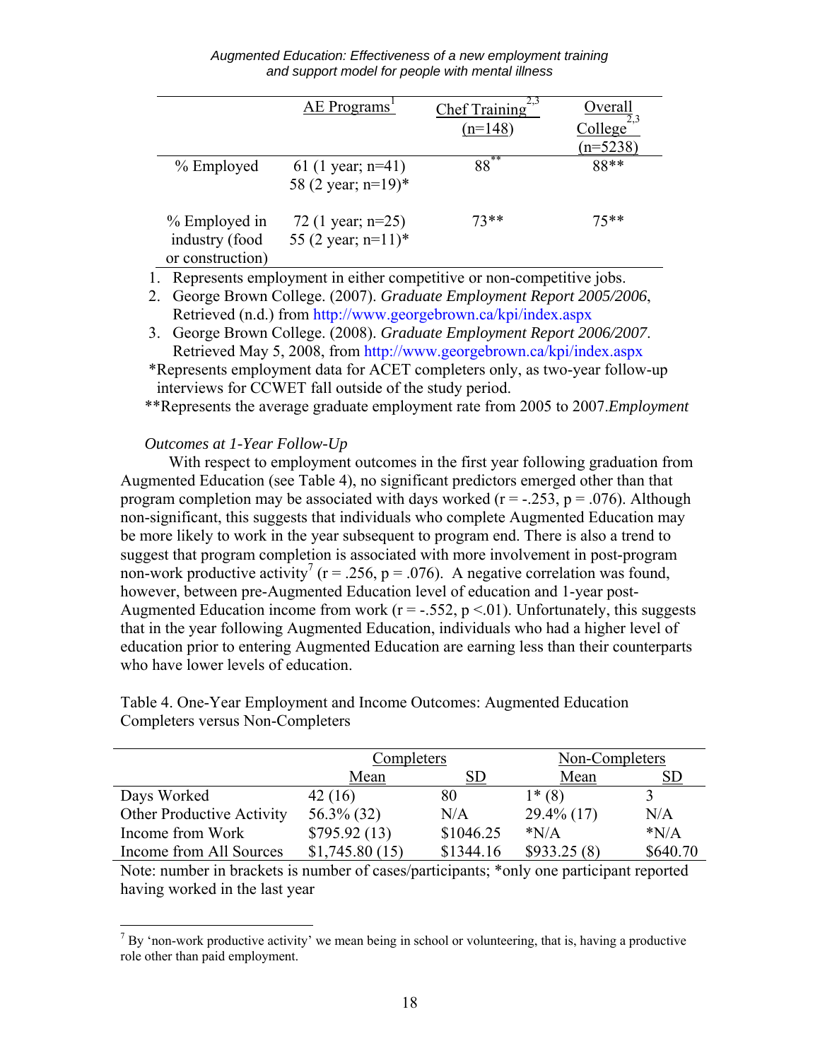| | AE Programs[1] | Chef Training[2,3] (n=148) | Overall College[2,3] (n=5238) |
|---|---|---|---|
| % Employed | 61 (1 year; n=41) 58 (2 year; n=19)* | 88** | 88** |
| % Employed in industry (food or construction) | 72 (1 year; n=25) 55 (2 year; n=11)* | 73** | 75** |

1. Represents employment in either competitive or non-competitive jobs.
2. George Brown College. (2007). *Graduate Employment Report 2005/2006*, Retrieved (n.d.) from http://www.georgebrown.ca/kpi/index.aspx
3. George Brown College. (2008). *Graduate Employment Report 2006/2007*. Retrieved May 5, 2008, from http://www.georgebrown.ca/kpi/index.aspx

*Represents employment data for ACET completers only, as two-year follow-up interviews for CCWET fall outside of the study period.

**Represents the average graduate employment rate from 2005 to 2007.*Employment*

*Outcomes at 1-Year Follow-Up*

With respect to employment outcomes in the first year following graduation from Augmented Education (see Table 4), no significant predictors emerged other than that program completion may be associated with days worked ($r = -.253$, $p = .076$). Although non-significant, this suggests that individuals who complete Augmented Education may be more likely to work in the year subsequent to program end. There is also a trend to suggest that program completion is associated with more involvement in post-program non-work productive activity[7] ($r = .256$, $p = .076$). A negative correlation was found, however, between pre-Augmented Education level of education and 1-year post-Augmented Education income from work ($r = -.552$, $p < .01$). Unfortunately, this suggests that in the year following Augmented Education, individuals who had a higher level of education prior to entering Augmented Education are earning less than their counterparts who have lower levels of education.

Table 4. One-Year Employment and Income Outcomes: Augmented Education Completers versus Non-Completers

| | Completers | | Non-Completers | |
|---|---|---|---|---|
| | Mean | SD | Mean | SD |
| Days Worked | 42 (16) | 80 | 1* (8) | 3 |
| Other Productive Activity | 56.3% (32) | N/A | 29.4% (17) | N/A |
| Income from Work | $795.92 (13) | $1046.25 | *N/A | *N/A |
| Income from All Sources | $1,745.80 (15) | $1344.16 | $933.25 (8) | $640.70 |

Note: number in brackets is number of cases/participants; *only one participant reported having worked in the last year

[7] By 'non-work productive activity' we mean being in school or volunteering, that is, having a productive role other than paid employment.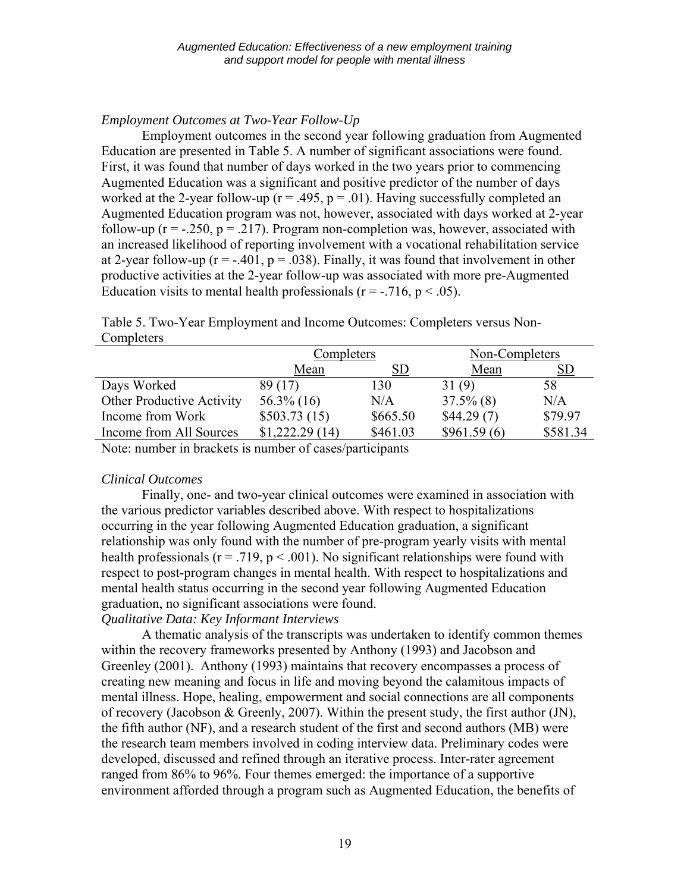*Employment Outcomes at Two-Year Follow-Up*

Employment outcomes in the second year following graduation from Augmented Education are presented in Table 5. A number of significant associations were found. First, it was found that number of days worked in the two years prior to commencing Augmented Education was a significant and positive predictor of the number of days worked at the 2-year follow-up ($r = .495$, $p = .01$). Having successfully completed an Augmented Education program was not, however, associated with days worked at 2-year follow-up ($r = -.250$, $p = .217$). Program non-completion was, however, associated with an increased likelihood of reporting involvement with a vocational rehabilitation service at 2-year follow-up ($r = -.401$, $p = .038$). Finally, it was found that involvement in other productive activities at the 2-year follow-up was associated with more pre-Augmented Education visits to mental health professionals ($r = -.716$, $p < .05$).

Table 5. Two-Year Employment and Income Outcomes: Completers versus Non-Completers

| | Completers | | Non-Completers | |
|---|---|---|---|---|
| | Mean | SD | Mean | SD |
| Days Worked | 89 (17) | 130 | 31 (9) | 58 |
| Other Productive Activity | 56.3% (16) | N/A | 37.5% (8) | N/A |
| Income from Work | $503.73 (15) | $665.50 | $44.29 (7) | $79.97 |
| Income from All Sources | $1,222.29 (14) | $461.03 | $961.59 (6) | $581.34 |

Note: number in brackets is number of cases/participants

*Clinical Outcomes*

Finally, one- and two-year clinical outcomes were examined in association with the various predictor variables described above. With respect to hospitalizations occurring in the year following Augmented Education graduation, a significant relationship was only found with the number of pre-program yearly visits with mental health professionals ($r = .719$, $p < .001$). No significant relationships were found with respect to post-program changes in mental health. With respect to hospitalizations and mental health status occurring in the second year following Augmented Education graduation, no significant associations were found.

*Qualitative Data: Key Informant Interviews*

A thematic analysis of the transcripts was undertaken to identify common themes within the recovery frameworks presented by Anthony (1993) and Jacobson and Greenley (2001). Anthony (1993) maintains that recovery encompasses a process of creating new meaning and focus in life and moving beyond the calamitous impacts of mental illness. Hope, healing, empowerment and social connections are all components of recovery (Jacobson & Greenly, 2007). Within the present study, the first author (JN), the fifth author (NF), and a research student of the first and second authors (MB) were the research team members involved in coding interview data. Preliminary codes were developed, discussed and refined through an iterative process. Inter-rater agreement ranged from 86% to 96%. Four themes emerged: the importance of a supportive environment afforded through a program such as Augmented Education, the benefits of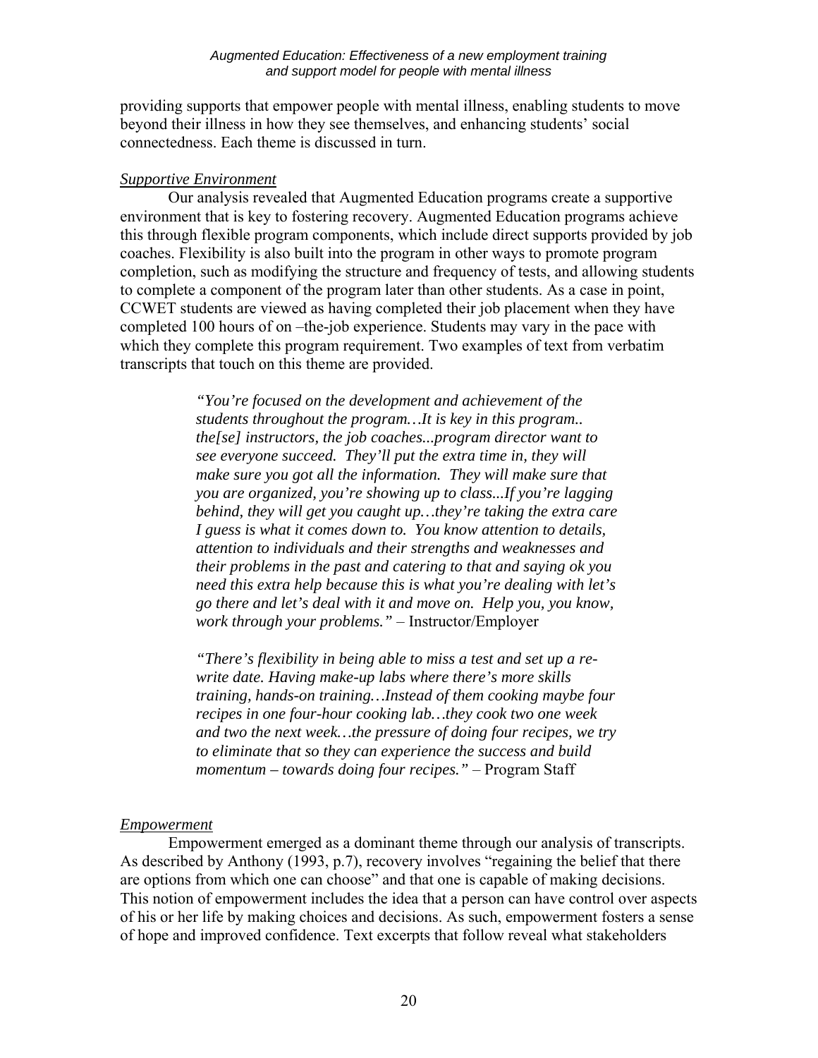providing supports that empower people with mental illness, enabling students to move beyond their illness in how they see themselves, and enhancing students' social connectedness. Each theme is discussed in turn.

### *Supportive Environment*

Our analysis revealed that Augmented Education programs create a supportive environment that is key to fostering recovery. Augmented Education programs achieve this through flexible program components, which include direct supports provided by job coaches. Flexibility is also built into the program in other ways to promote program completion, such as modifying the structure and frequency of tests, and allowing students to complete a component of the program later than other students. As a case in point, CCWET students are viewed as having completed their job placement when they have completed 100 hours of on –the-job experience. Students may vary in the pace with which they complete this program requirement. Two examples of text from verbatim transcripts that touch on this theme are provided.

> *"You're focused on the development and achievement of the students throughout the program…It is key in this program.. the[se] instructors, the job coaches...program director want to see everyone succeed. They'll put the extra time in, they will make sure you got all the information. They will make sure that you are organized, you're showing up to class...If you're lagging behind, they will get you caught up…they're taking the extra care I guess is what it comes down to. You know attention to details, attention to individuals and their strengths and weaknesses and their problems in the past and catering to that and saying ok you need this extra help because this is what you're dealing with let's go there and let's deal with it and move on. Help you, you know, work through your problems."* – Instructor/Employer

> *"There's flexibility in being able to miss a test and set up a re-write date. Having make-up labs where there's more skills training, hands-on training…Instead of them cooking maybe four recipes in one four-hour cooking lab…they cook two one week and two the next week…the pressure of doing four recipes, we try to eliminate that so they can experience the success and build momentum – towards doing four recipes."* – Program Staff

### *Empowerment*

Empowerment emerged as a dominant theme through our analysis of transcripts. As described by Anthony (1993, p.7), recovery involves "regaining the belief that there are options from which one can choose" and that one is capable of making decisions. This notion of empowerment includes the idea that a person can have control over aspects of his or her life by making choices and decisions. As such, empowerment fosters a sense of hope and improved confidence. Text excerpts that follow reveal what stakeholders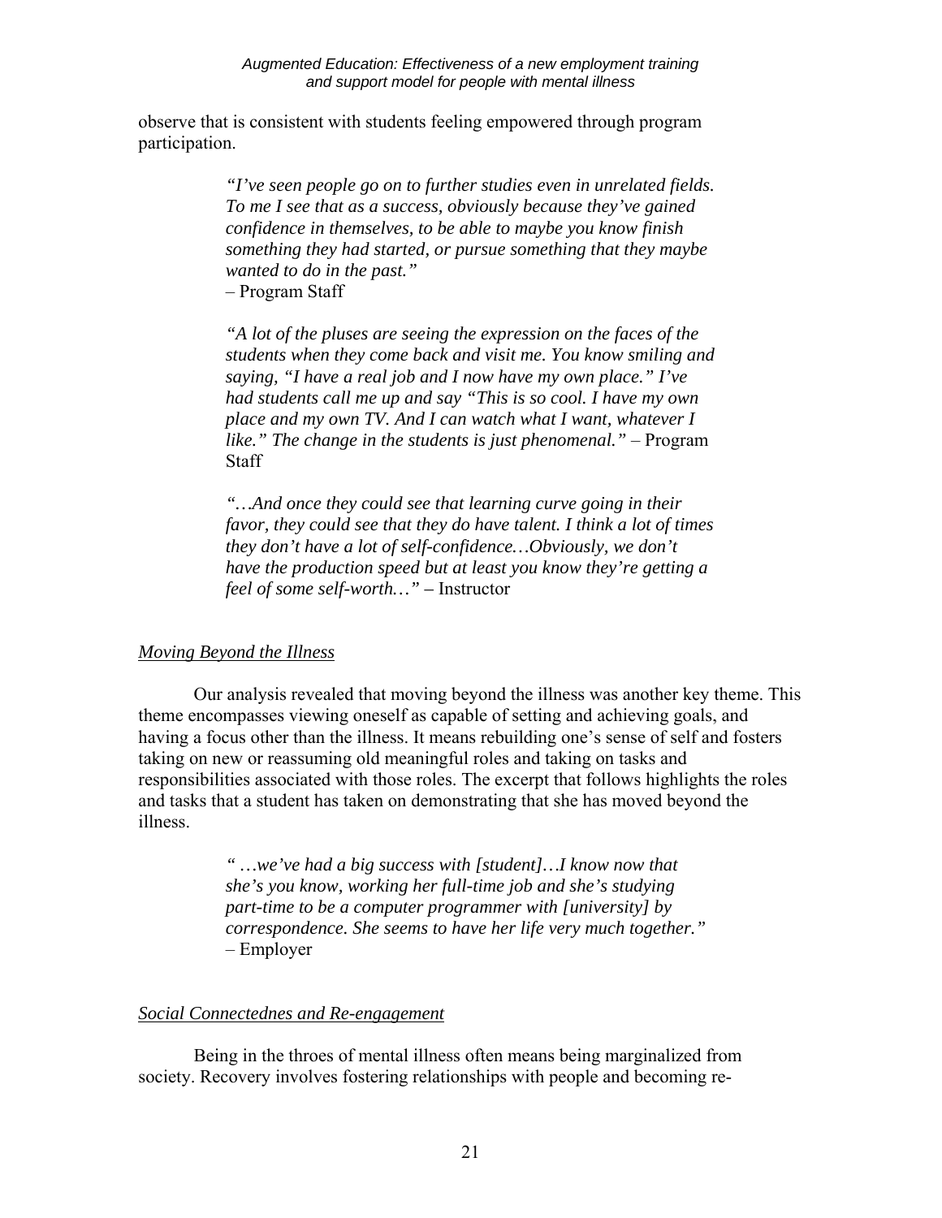observe that is consistent with students feeling empowered through program participation.

> *"I've seen people go on to further studies even in unrelated fields. To me I see that as a success, obviously because they've gained confidence in themselves, to be able to maybe you know finish something they had started, or pursue something that they maybe wanted to do in the past."*
> – Program Staff

> *"A lot of the pluses are seeing the expression on the faces of the students when they come back and visit me. You know smiling and saying, "I have a real job and I now have my own place." I've had students call me up and say "This is so cool. I have my own place and my own TV. And I can watch what I want, whatever I like." The change in the students is just phenomenal."* – Program Staff

> *"…And once they could see that learning curve going in their favor, they could see that they do have talent. I think a lot of times they don't have a lot of self-confidence…Obviously, we don't have the production speed but at least you know they're getting a feel of some self-worth…"* – Instructor

*Moving Beyond the Illness*

Our analysis revealed that moving beyond the illness was another key theme. This theme encompasses viewing oneself as capable of setting and achieving goals, and having a focus other than the illness. It means rebuilding one's sense of self and fosters taking on new or reassuming old meaningful roles and taking on tasks and responsibilities associated with those roles. The excerpt that follows highlights the roles and tasks that a student has taken on demonstrating that she has moved beyond the illness.

> *" …we've had a big success with [student]…I know now that she's you know, working her full-time job and she's studying part-time to be a computer programmer with [university] by correspondence. She seems to have her life very much together."*
> – Employer

*Social Connectednes and Re-engagement*

Being in the throes of mental illness often means being marginalized from society. Recovery involves fostering relationships with people and becoming re-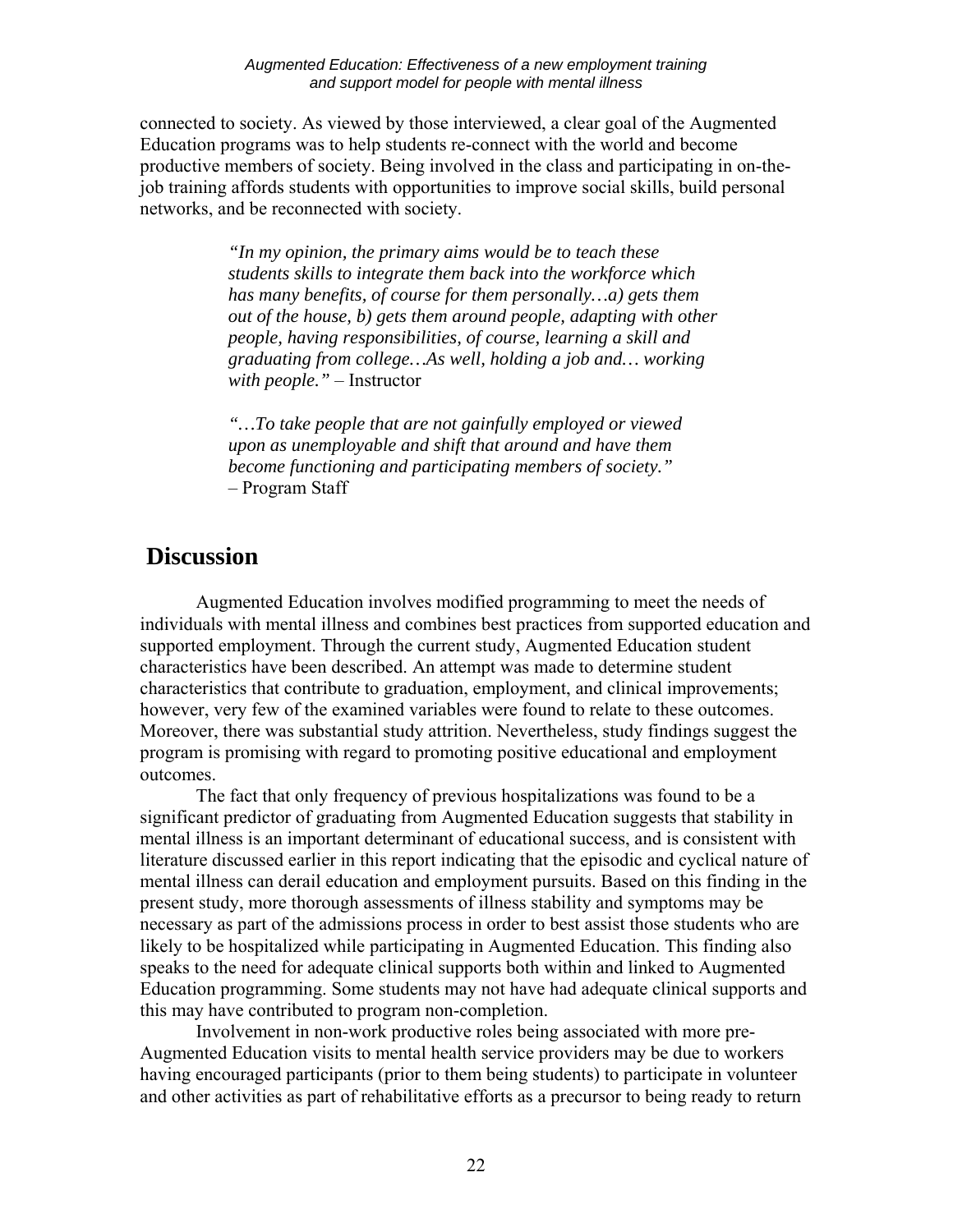connected to society. As viewed by those interviewed, a clear goal of the Augmented Education programs was to help students re-connect with the world and become productive members of society. Being involved in the class and participating in on-the-job training affords students with opportunities to improve social skills, build personal networks, and be reconnected with society.

> *"In my opinion, the primary aims would be to teach these students skills to integrate them back into the workforce which has many benefits, of course for them personally…a) gets them out of the house, b) gets them around people, adapting with other people, having responsibilities, of course, learning a skill and graduating from college…As well, holding a job and… working with people."* – Instructor

> *"…To take people that are not gainfully employed or viewed upon as unemployable and shift that around and have them become functioning and participating members of society."* – Program Staff

# Discussion

Augmented Education involves modified programming to meet the needs of individuals with mental illness and combines best practices from supported education and supported employment. Through the current study, Augmented Education student characteristics have been described. An attempt was made to determine student characteristics that contribute to graduation, employment, and clinical improvements; however, very few of the examined variables were found to relate to these outcomes. Moreover, there was substantial study attrition. Nevertheless, study findings suggest the program is promising with regard to promoting positive educational and employment outcomes.

The fact that only frequency of previous hospitalizations was found to be a significant predictor of graduating from Augmented Education suggests that stability in mental illness is an important determinant of educational success, and is consistent with literature discussed earlier in this report indicating that the episodic and cyclical nature of mental illness can derail education and employment pursuits. Based on this finding in the present study, more thorough assessments of illness stability and symptoms may be necessary as part of the admissions process in order to best assist those students who are likely to be hospitalized while participating in Augmented Education. This finding also speaks to the need for adequate clinical supports both within and linked to Augmented Education programming. Some students may not have had adequate clinical supports and this may have contributed to program non-completion.

Involvement in non-work productive roles being associated with more pre-Augmented Education visits to mental health service providers may be due to workers having encouraged participants (prior to them being students) to participate in volunteer and other activities as part of rehabilitative efforts as a precursor to being ready to return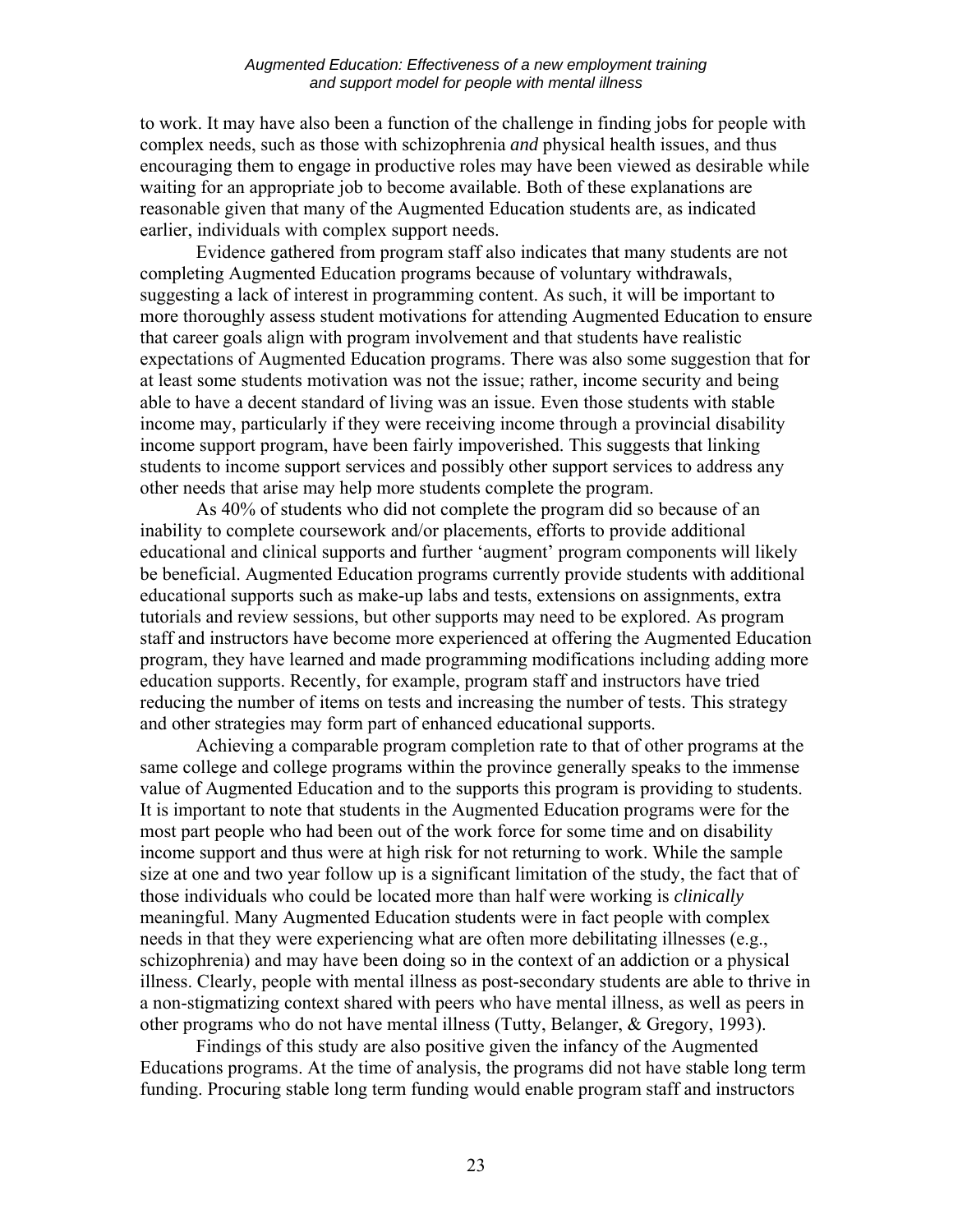to work. It may have also been a function of the challenge in finding jobs for people with complex needs, such as those with schizophrenia *and* physical health issues, and thus encouraging them to engage in productive roles may have been viewed as desirable while waiting for an appropriate job to become available. Both of these explanations are reasonable given that many of the Augmented Education students are, as indicated earlier, individuals with complex support needs.

Evidence gathered from program staff also indicates that many students are not completing Augmented Education programs because of voluntary withdrawals, suggesting a lack of interest in programming content. As such, it will be important to more thoroughly assess student motivations for attending Augmented Education to ensure that career goals align with program involvement and that students have realistic expectations of Augmented Education programs. There was also some suggestion that for at least some students motivation was not the issue; rather, income security and being able to have a decent standard of living was an issue. Even those students with stable income may, particularly if they were receiving income through a provincial disability income support program, have been fairly impoverished. This suggests that linking students to income support services and possibly other support services to address any other needs that arise may help more students complete the program.

As 40% of students who did not complete the program did so because of an inability to complete coursework and/or placements, efforts to provide additional educational and clinical supports and further 'augment' program components will likely be beneficial. Augmented Education programs currently provide students with additional educational supports such as make-up labs and tests, extensions on assignments, extra tutorials and review sessions, but other supports may need to be explored. As program staff and instructors have become more experienced at offering the Augmented Education program, they have learned and made programming modifications including adding more education supports. Recently, for example, program staff and instructors have tried reducing the number of items on tests and increasing the number of tests. This strategy and other strategies may form part of enhanced educational supports.

Achieving a comparable program completion rate to that of other programs at the same college and college programs within the province generally speaks to the immense value of Augmented Education and to the supports this program is providing to students. It is important to note that students in the Augmented Education programs were for the most part people who had been out of the work force for some time and on disability income support and thus were at high risk for not returning to work. While the sample size at one and two year follow up is a significant limitation of the study, the fact that of those individuals who could be located more than half were working is *clinically* meaningful. Many Augmented Education students were in fact people with complex needs in that they were experiencing what are often more debilitating illnesses (e.g., schizophrenia) and may have been doing so in the context of an addiction or a physical illness. Clearly, people with mental illness as post-secondary students are able to thrive in a non-stigmatizing context shared with peers who have mental illness, as well as peers in other programs who do not have mental illness (Tutty, Belanger, & Gregory, 1993).

Findings of this study are also positive given the infancy of the Augmented Educations programs. At the time of analysis, the programs did not have stable long term funding. Procuring stable long term funding would enable program staff and instructors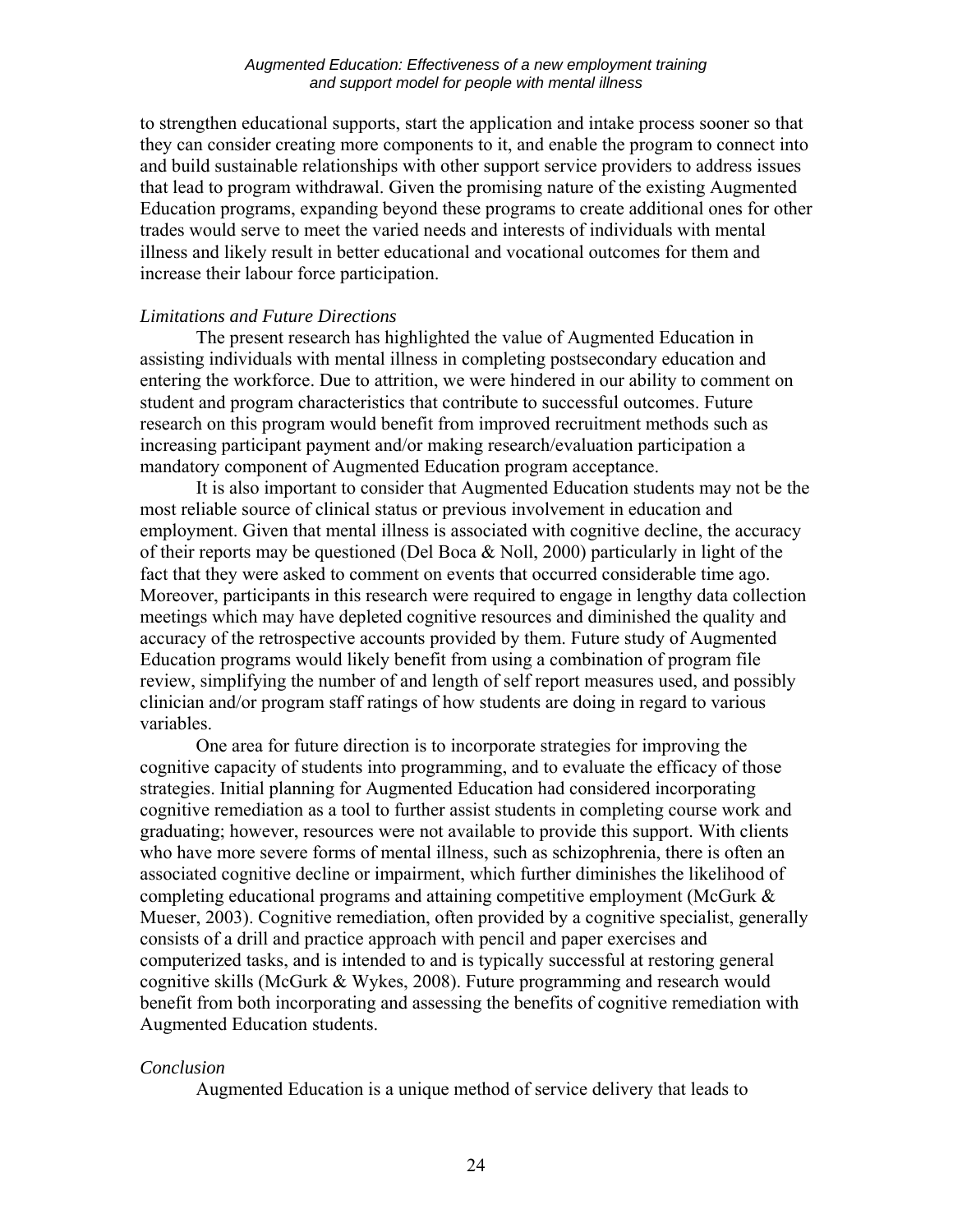to strengthen educational supports, start the application and intake process sooner so that they can consider creating more components to it, and enable the program to connect into and build sustainable relationships with other support service providers to address issues that lead to program withdrawal. Given the promising nature of the existing Augmented Education programs, expanding beyond these programs to create additional ones for other trades would serve to meet the varied needs and interests of individuals with mental illness and likely result in better educational and vocational outcomes for them and increase their labour force participation.

*Limitations and Future Directions*

The present research has highlighted the value of Augmented Education in assisting individuals with mental illness in completing postsecondary education and entering the workforce. Due to attrition, we were hindered in our ability to comment on student and program characteristics that contribute to successful outcomes. Future research on this program would benefit from improved recruitment methods such as increasing participant payment and/or making research/evaluation participation a mandatory component of Augmented Education program acceptance.

It is also important to consider that Augmented Education students may not be the most reliable source of clinical status or previous involvement in education and employment. Given that mental illness is associated with cognitive decline, the accuracy of their reports may be questioned (Del Boca & Noll, 2000) particularly in light of the fact that they were asked to comment on events that occurred considerable time ago. Moreover, participants in this research were required to engage in lengthy data collection meetings which may have depleted cognitive resources and diminished the quality and accuracy of the retrospective accounts provided by them. Future study of Augmented Education programs would likely benefit from using a combination of program file review, simplifying the number of and length of self report measures used, and possibly clinician and/or program staff ratings of how students are doing in regard to various variables.

One area for future direction is to incorporate strategies for improving the cognitive capacity of students into programming, and to evaluate the efficacy of those strategies. Initial planning for Augmented Education had considered incorporating cognitive remediation as a tool to further assist students in completing course work and graduating; however, resources were not available to provide this support. With clients who have more severe forms of mental illness, such as schizophrenia, there is often an associated cognitive decline or impairment, which further diminishes the likelihood of completing educational programs and attaining competitive employment (McGurk & Mueser, 2003). Cognitive remediation, often provided by a cognitive specialist, generally consists of a drill and practice approach with pencil and paper exercises and computerized tasks, and is intended to and is typically successful at restoring general cognitive skills (McGurk & Wykes, 2008). Future programming and research would benefit from both incorporating and assessing the benefits of cognitive remediation with Augmented Education students.

*Conclusion*

Augmented Education is a unique method of service delivery that leads to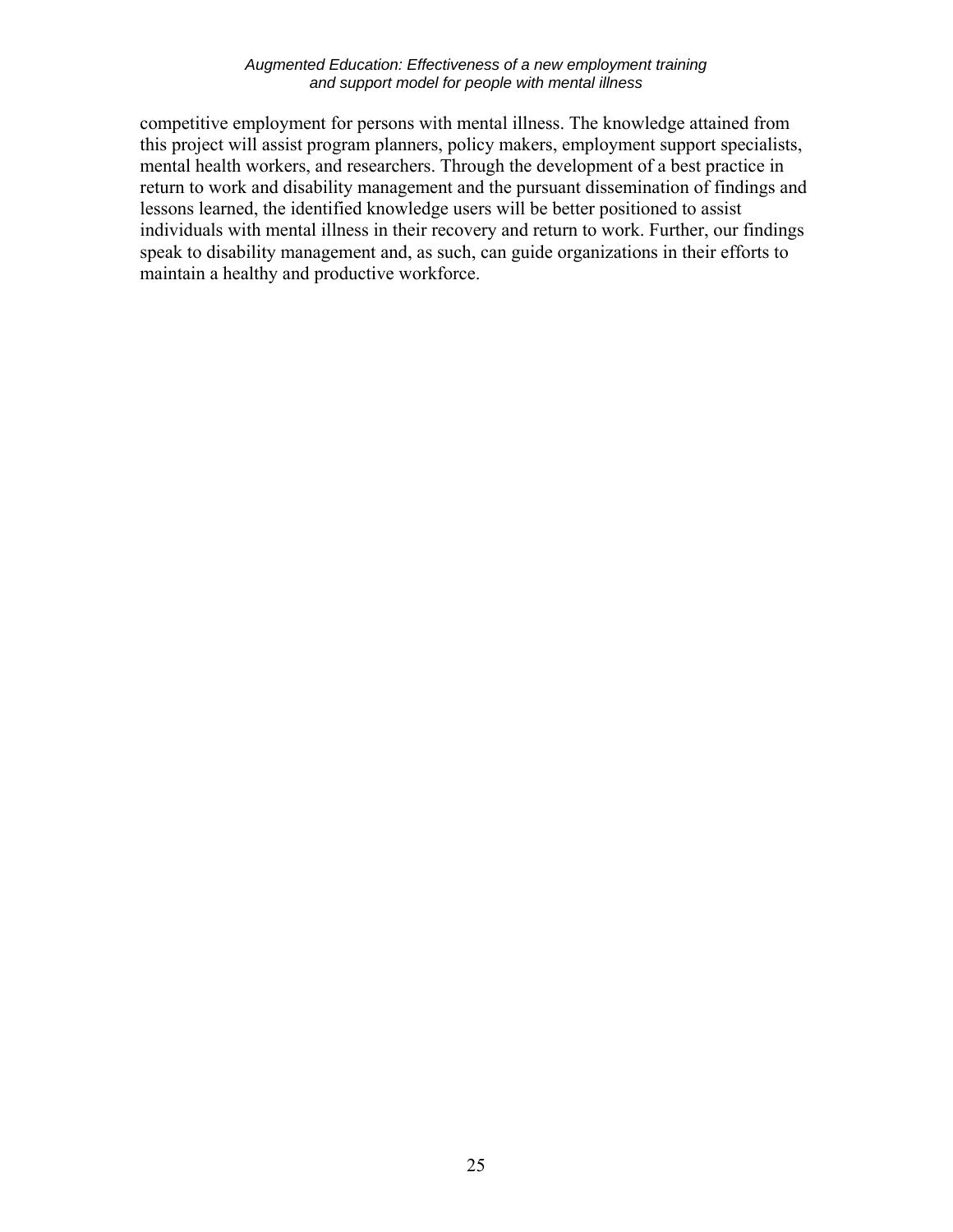competitive employment for persons with mental illness. The knowledge attained from this project will assist program planners, policy makers, employment support specialists, mental health workers, and researchers. Through the development of a best practice in return to work and disability management and the pursuant dissemination of findings and lessons learned, the identified knowledge users will be better positioned to assist individuals with mental illness in their recovery and return to work. Further, our findings speak to disability management and, as such, can guide organizations in their efforts to maintain a healthy and productive workforce.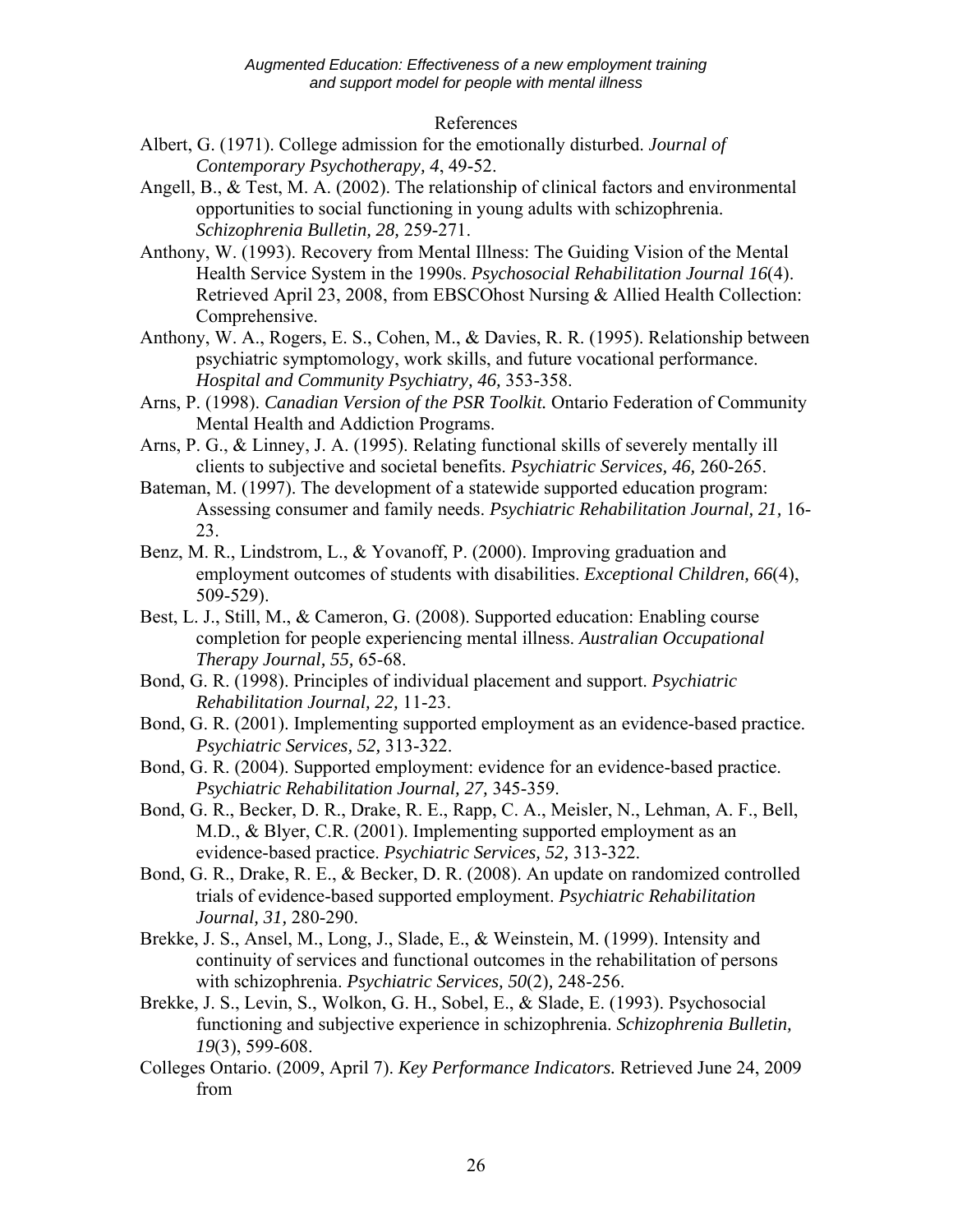## References

Albert, G. (1971). College admission for the emotionally disturbed. *Journal of Contemporary Psychotherapy, 4*, 49-52.

Angell, B., & Test, M. A. (2002). The relationship of clinical factors and environmental opportunities to social functioning in young adults with schizophrenia. *Schizophrenia Bulletin, 28,* 259-271.

Anthony, W. (1993). Recovery from Mental Illness: The Guiding Vision of the Mental Health Service System in the 1990s. *Psychosocial Rehabilitation Journal 16*(4). Retrieved April 23, 2008, from EBSCOhost Nursing & Allied Health Collection: Comprehensive.

Anthony, W. A., Rogers, E. S., Cohen, M., & Davies, R. R. (1995). Relationship between psychiatric symptomology, work skills, and future vocational performance. *Hospital and Community Psychiatry, 46,* 353-358.

Arns, P. (1998). *Canadian Version of the PSR Toolkit.* Ontario Federation of Community Mental Health and Addiction Programs.

Arns, P. G., & Linney, J. A. (1995). Relating functional skills of severely mentally ill clients to subjective and societal benefits. *Psychiatric Services, 46,* 260-265.

Bateman, M. (1997). The development of a statewide supported education program: Assessing consumer and family needs. *Psychiatric Rehabilitation Journal, 21,* 16-23.

Benz, M. R., Lindstrom, L., & Yovanoff, P. (2000). Improving graduation and employment outcomes of students with disabilities. *Exceptional Children, 66*(4), 509-529).

Best, L. J., Still, M., & Cameron, G. (2008). Supported education: Enabling course completion for people experiencing mental illness. *Australian Occupational Therapy Journal, 55,* 65-68.

Bond, G. R. (1998). Principles of individual placement and support. *Psychiatric Rehabilitation Journal, 22,* 11-23.

Bond, G. R. (2001). Implementing supported employment as an evidence-based practice. *Psychiatric Services, 52,* 313-322.

Bond, G. R. (2004). Supported employment: evidence for an evidence-based practice. *Psychiatric Rehabilitation Journal, 27,* 345-359.

Bond, G. R., Becker, D. R., Drake, R. E., Rapp, C. A., Meisler, N., Lehman, A. F., Bell, M.D., & Blyer, C.R. (2001). Implementing supported employment as an evidence-based practice. *Psychiatric Services, 52,* 313-322.

Bond, G. R., Drake, R. E., & Becker, D. R. (2008). An update on randomized controlled trials of evidence-based supported employment. *Psychiatric Rehabilitation Journal, 31,* 280-290.

Brekke, J. S., Ansel, M., Long, J., Slade, E., & Weinstein, M. (1999). Intensity and continuity of services and functional outcomes in the rehabilitation of persons with schizophrenia. *Psychiatric Services, 50*(2), 248-256.

Brekke, J. S., Levin, S., Wolkon, G. H., Sobel, E., & Slade, E. (1993). Psychosocial functioning and subjective experience in schizophrenia. *Schizophrenia Bulletin, 19*(3), 599-608.

Colleges Ontario. (2009, April 7). *Key Performance Indicators.* Retrieved June 24, 2009 from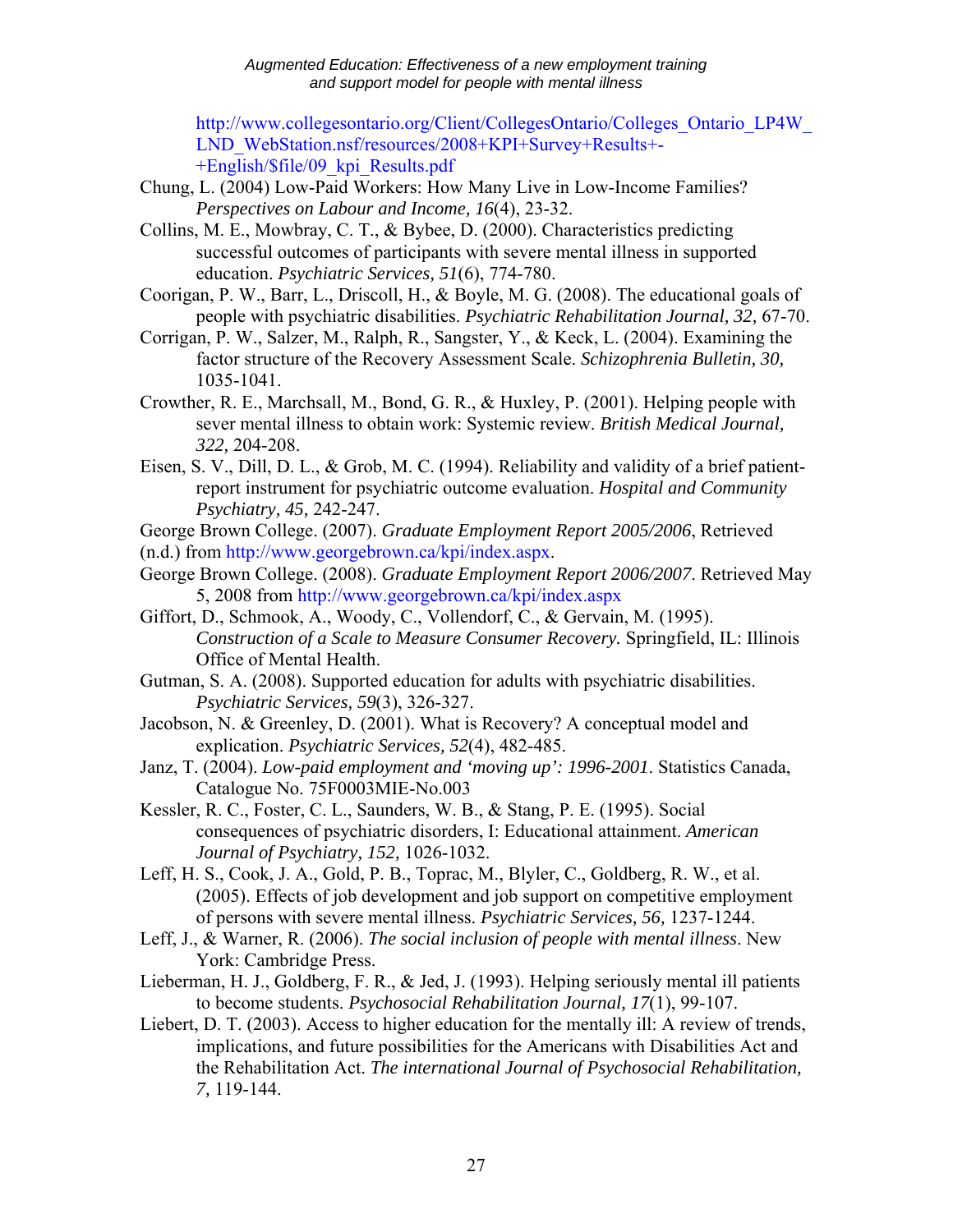http://www.collegesontario.org/Client/CollegesOntario/Colleges_Ontario_LP4W_LND_WebStation.nsf/resources/2008+KPI+Survey+Results+-+English/$file/09_kpi_Results.pdf

Chung, L. (2004) Low-Paid Workers: How Many Live in Low-Income Families? *Perspectives on Labour and Income, 16*(4), 23-32.

Collins, M. E., Mowbray, C. T., & Bybee, D. (2000). Characteristics predicting successful outcomes of participants with severe mental illness in supported education. *Psychiatric Services, 51*(6), 774-780.

Coorigan, P. W., Barr, L., Driscoll, H., & Boyle, M. G. (2008). The educational goals of people with psychiatric disabilities. *Psychiatric Rehabilitation Journal, 32,* 67-70.

Corrigan, P. W., Salzer, M., Ralph, R., Sangster, Y., & Keck, L. (2004). Examining the factor structure of the Recovery Assessment Scale. *Schizophrenia Bulletin, 30,* 1035-1041.

Crowther, R. E., Marchsall, M., Bond, G. R., & Huxley, P. (2001). Helping people with sever mental illness to obtain work: Systemic review. *British Medical Journal, 322,* 204-208.

Eisen, S. V., Dill, D. L., & Grob, M. C. (1994). Reliability and validity of a brief patient-report instrument for psychiatric outcome evaluation. *Hospital and Community Psychiatry, 45,* 242-247.

George Brown College. (2007). *Graduate Employment Report 2005/2006*, Retrieved (n.d.) from http://www.georgebrown.ca/kpi/index.aspx.

George Brown College. (2008). *Graduate Employment Report 2006/2007*. Retrieved May 5, 2008 from http://www.georgebrown.ca/kpi/index.aspx

Giffort, D., Schmook, A., Woody, C., Vollendorf, C., & Gervain, M. (1995). *Construction of a Scale to Measure Consumer Recovery.* Springfield, IL: Illinois Office of Mental Health.

Gutman, S. A. (2008). Supported education for adults with psychiatric disabilities. *Psychiatric Services, 59*(3), 326-327.

Jacobson, N. & Greenley, D. (2001). What is Recovery? A conceptual model and explication. *Psychiatric Services, 52*(4), 482-485.

Janz, T. (2004). *Low-paid employment and 'moving up': 1996-2001*. Statistics Canada, Catalogue No. 75F0003MIE-No.003

Kessler, R. C., Foster, C. L., Saunders, W. B., & Stang, P. E. (1995). Social consequences of psychiatric disorders, I: Educational attainment. *American Journal of Psychiatry, 152,* 1026-1032.

Leff, H. S., Cook, J. A., Gold, P. B., Toprac, M., Blyler, C., Goldberg, R. W., et al. (2005). Effects of job development and job support on competitive employment of persons with severe mental illness. *Psychiatric Services, 56,* 1237-1244.

Leff, J., & Warner, R. (2006). *The social inclusion of people with mental illness*. New York: Cambridge Press.

Lieberman, H. J., Goldberg, F. R., & Jed, J. (1993). Helping seriously mental ill patients to become students. *Psychosocial Rehabilitation Journal, 17*(1), 99-107.

Liebert, D. T. (2003). Access to higher education for the mentally ill: A review of trends, implications, and future possibilities for the Americans with Disabilities Act and the Rehabilitation Act. *The international Journal of Psychosocial Rehabilitation, 7,* 119-144.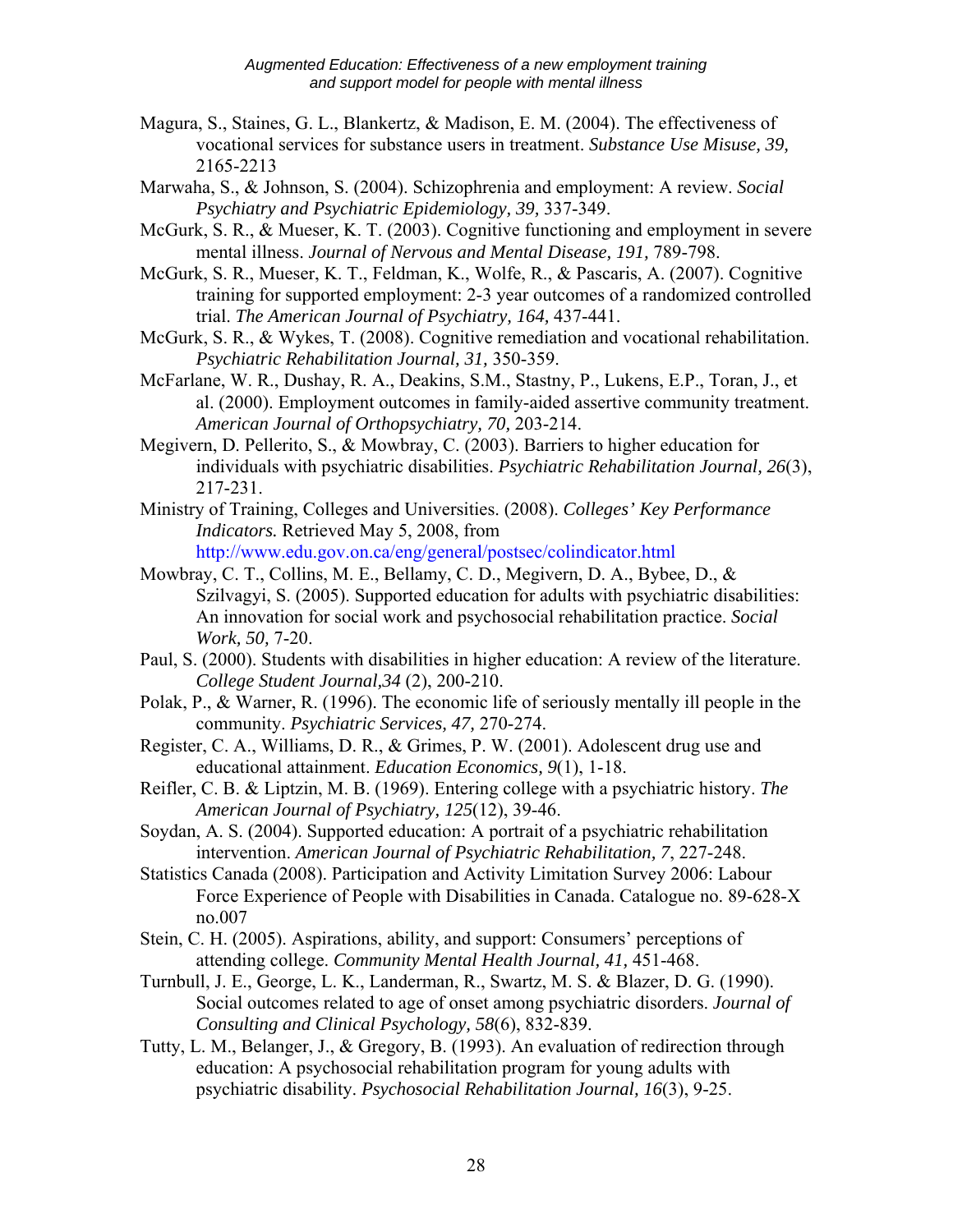Magura, S., Staines, G. L., Blankertz, & Madison, E. M. (2004). The effectiveness of vocational services for substance users in treatment. *Substance Use Misuse, 39,* 2165-2213

Marwaha, S., & Johnson, S. (2004). Schizophrenia and employment: A review. *Social Psychiatry and Psychiatric Epidemiology, 39,* 337-349.

McGurk, S. R., & Mueser, K. T. (2003). Cognitive functioning and employment in severe mental illness. *Journal of Nervous and Mental Disease, 191,* 789-798.

McGurk, S. R., Mueser, K. T., Feldman, K., Wolfe, R., & Pascaris, A. (2007). Cognitive training for supported employment: 2-3 year outcomes of a randomized controlled trial. *The American Journal of Psychiatry, 164,* 437-441.

McGurk, S. R., & Wykes, T. (2008). Cognitive remediation and vocational rehabilitation. *Psychiatric Rehabilitation Journal, 31,* 350-359.

McFarlane, W. R., Dushay, R. A., Deakins, S.M., Stastny, P., Lukens, E.P., Toran, J., et al. (2000). Employment outcomes in family-aided assertive community treatment. *American Journal of Orthopsychiatry, 70,* 203-214.

Megivern, D. Pellerito, S., & Mowbray, C. (2003). Barriers to higher education for individuals with psychiatric disabilities. *Psychiatric Rehabilitation Journal, 26*(3), 217-231.

Ministry of Training, Colleges and Universities. (2008). *Colleges' Key Performance Indicators.* Retrieved May 5, 2008, from http://www.edu.gov.on.ca/eng/general/postsec/colindicator.html

Mowbray, C. T., Collins, M. E., Bellamy, C. D., Megivern, D. A., Bybee, D., & Szilvagyi, S. (2005). Supported education for adults with psychiatric disabilities: An innovation for social work and psychosocial rehabilitation practice. *Social Work, 50,* 7-20.

Paul, S. (2000). Students with disabilities in higher education: A review of the literature. *College Student Journal,34* (2), 200-210.

Polak, P., & Warner, R. (1996). The economic life of seriously mentally ill people in the community. *Psychiatric Services, 47,* 270-274.

Register, C. A., Williams, D. R., & Grimes, P. W. (2001). Adolescent drug use and educational attainment. *Education Economics, 9*(1), 1-18.

Reifler, C. B. & Liptzin, M. B. (1969). Entering college with a psychiatric history. *The American Journal of Psychiatry, 125*(12), 39-46.

Soydan, A. S. (2004). Supported education: A portrait of a psychiatric rehabilitation intervention. *American Journal of Psychiatric Rehabilitation, 7*, 227-248.

Statistics Canada (2008). Participation and Activity Limitation Survey 2006: Labour Force Experience of People with Disabilities in Canada. Catalogue no. 89-628-X no.007

Stein, C. H. (2005). Aspirations, ability, and support: Consumers' perceptions of attending college. *Community Mental Health Journal, 41,* 451-468.

Turnbull, J. E., George, L. K., Landerman, R., Swartz, M. S. & Blazer, D. G. (1990). Social outcomes related to age of onset among psychiatric disorders. *Journal of Consulting and Clinical Psychology, 58*(6), 832-839.

Tutty, L. M., Belanger, J., & Gregory, B. (1993). An evaluation of redirection through education: A psychosocial rehabilitation program for young adults with psychiatric disability. *Psychosocial Rehabilitation Journal, 16*(3), 9-25.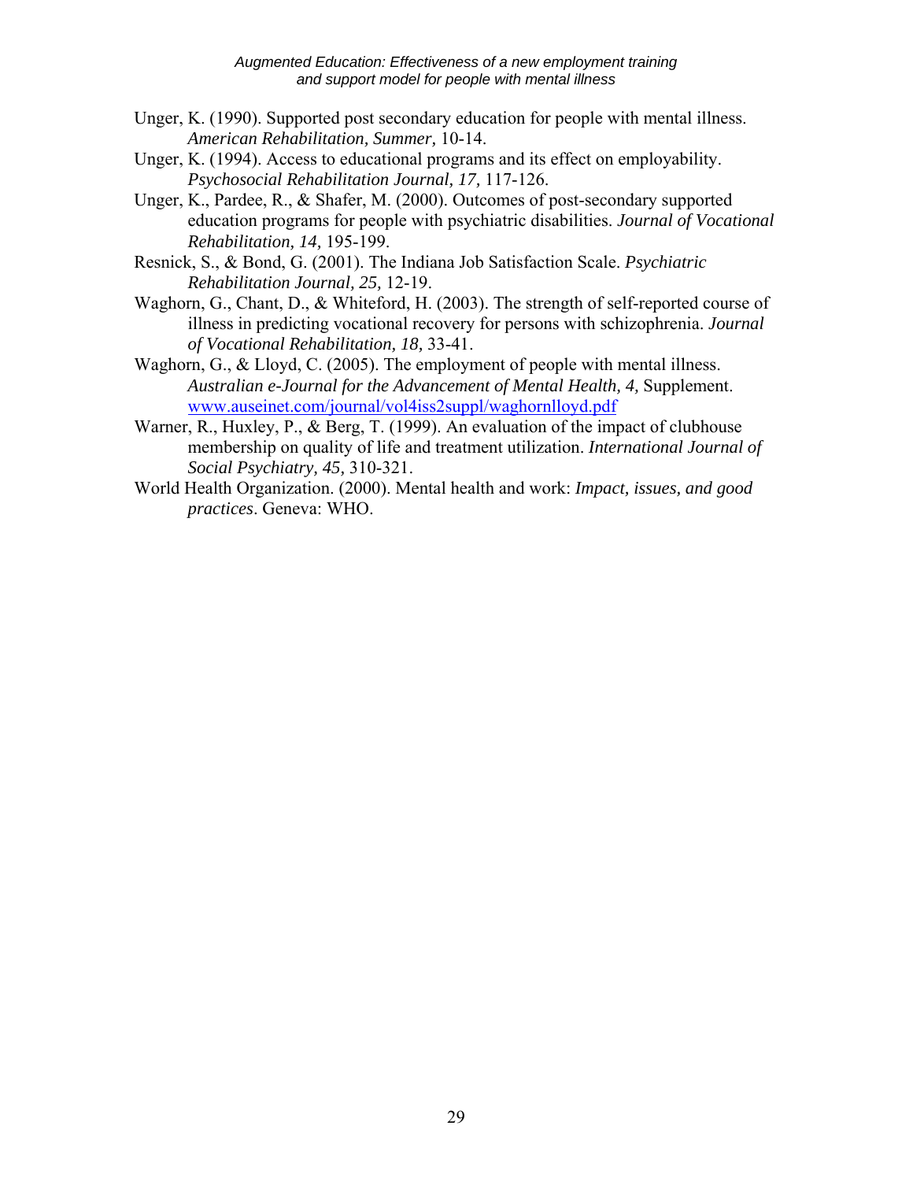Unger, K. (1990). Supported post secondary education for people with mental illness. *American Rehabilitation, Summer,* 10-14.

Unger, K. (1994). Access to educational programs and its effect on employability. *Psychosocial Rehabilitation Journal, 17,* 117-126.

Unger, K., Pardee, R., & Shafer, M. (2000). Outcomes of post-secondary supported education programs for people with psychiatric disabilities. *Journal of Vocational Rehabilitation, 14,* 195-199.

Resnick, S., & Bond, G. (2001). The Indiana Job Satisfaction Scale. *Psychiatric Rehabilitation Journal, 25,* 12-19.

Waghorn, G., Chant, D., & Whiteford, H. (2003). The strength of self-reported course of illness in predicting vocational recovery for persons with schizophrenia. *Journal of Vocational Rehabilitation, 18,* 33-41.

Waghorn, G., & Lloyd, C. (2005). The employment of people with mental illness. *Australian e-Journal for the Advancement of Mental Health, 4,* Supplement. www.auseinet.com/journal/vol4iss2suppl/waghornlloyd.pdf

Warner, R., Huxley, P., & Berg, T. (1999). An evaluation of the impact of clubhouse membership on quality of life and treatment utilization. *International Journal of Social Psychiatry, 45,* 310-321.

World Health Organization. (2000). Mental health and work: *Impact, issues, and good practices*. Geneva: WHO.